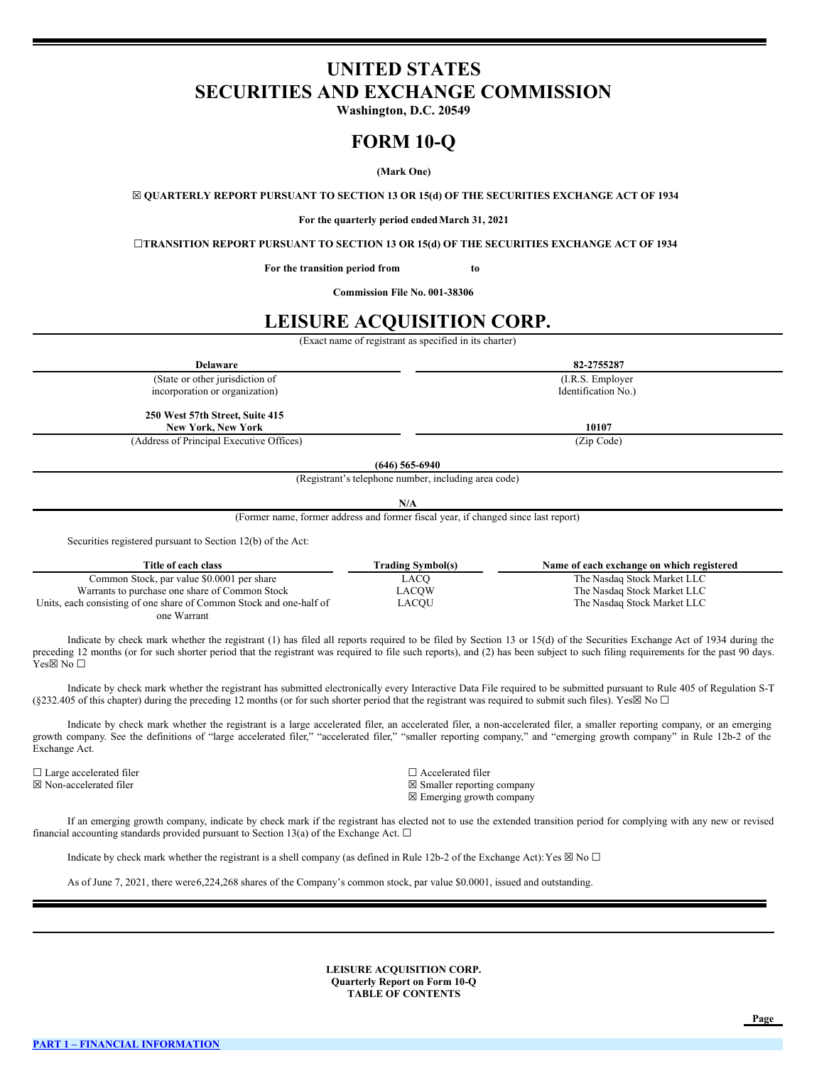# UNITED STATES
# SECURITIES AND EXCHANGE COMMISSION

**Washington, D.C. 20549**

# FORM 10-Q

**(Mark One)**

**☒ QUARTERLY REPORT PURSUANT TO SECTION 13 OR 15(d) OF THE SECURITIES EXCHANGE ACT OF 1934**

**For the quarterly period ended March 31, 2021**

**☐TRANSITION REPORT PURSUANT TO SECTION 13 OR 15(d) OF THE SECURITIES EXCHANGE ACT OF 1934**

**For the transition period from to**

**Commission File No. 001-38306**

# LEISURE ACQUISITION CORP.

(Exact name of registrant as specified in its charter)

| **Delaware** | **82-2755287** |
|---|---|
| (State or other jurisdiction of incorporation or organization) | (I.R.S. Employer Identification No.) |
| **250 West 57th Street, Suite 415 New York, New York** | **10107** |
| (Address of Principal Executive Offices) | (Zip Code) |

**(646) 565-6940**

(Registrant's telephone number, including area code)

**N/A**

(Former name, former address and former fiscal year, if changed since last report)

Securities registered pursuant to Section 12(b) of the Act:

| Title of each class | Trading Symbol(s) | Name of each exchange on which registered |
|---|---|---|
| Common Stock, par value $0.0001 per share | LACQ | The Nasdaq Stock Market LLC |
| Warrants to purchase one share of Common Stock | LACQW | The Nasdaq Stock Market LLC |
| Units, each consisting of one share of Common Stock and one-half of one Warrant | LACQU | The Nasdaq Stock Market LLC |

Indicate by check mark whether the registrant (1) has filed all reports required to be filed by Section 13 or 15(d) of the Securities Exchange Act of 1934 during the preceding 12 months (or for such shorter period that the registrant was required to file such reports), and (2) has been subject to such filing requirements for the past 90 days. Yes☒ No ☐

Indicate by check mark whether the registrant has submitted electronically every Interactive Data File required to be submitted pursuant to Rule 405 of Regulation S-T (§232.405 of this chapter) during the preceding 12 months (or for such shorter period that the registrant was required to submit such files). Yes☒ No ☐

Indicate by check mark whether the registrant is a large accelerated filer, an accelerated filer, a non-accelerated filer, a smaller reporting company, or an emerging growth company. See the definitions of "large accelerated filer," "accelerated filer," "smaller reporting company," and "emerging growth company" in Rule 12b-2 of the Exchange Act.

| | |
|---|---|
| ☐ Large accelerated filer | ☐ Accelerated filer |
| ☒ Non-accelerated filer | ☒ Smaller reporting company |
| | ☒ Emerging growth company |

If an emerging growth company, indicate by check mark if the registrant has elected not to use the extended transition period for complying with any new or revised financial accounting standards provided pursuant to Section 13(a) of the Exchange Act. ☐

Indicate by check mark whether the registrant is a shell company (as defined in Rule 12b-2 of the Exchange Act): Yes ☒ No ☐

As of June 7, 2021, there were 6,224,268 shares of the Company's common stock, par value $0.0001, issued and outstanding.

**LEISURE ACQUISITION CORP.**
**Quarterly Report on Form 10-Q**
**TABLE OF CONTENTS**

| | Page |
|---|---|
| PART 1 – FINANCIAL INFORMATION | |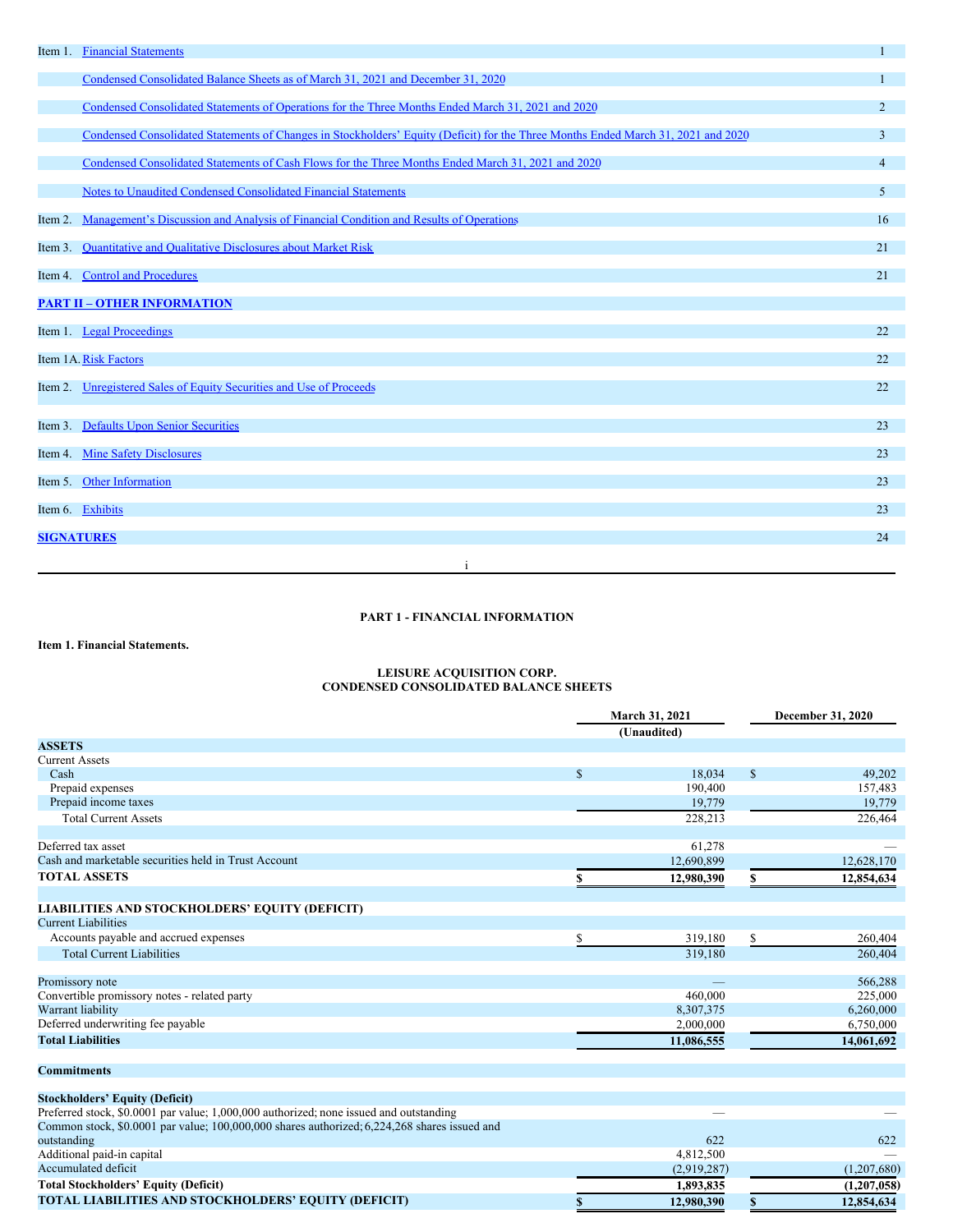| | | |
|---|---|---|
| Item 1. | Financial Statements | 1 |
| | Condensed Consolidated Balance Sheets as of March 31, 2021 and December 31, 2020 | 1 |
| | Condensed Consolidated Statements of Operations for the Three Months Ended March 31, 2021 and 2020 | 2 |
| | Condensed Consolidated Statements of Changes in Stockholders' Equity (Deficit) for the Three Months Ended March 31, 2021 and 2020 | 3 |
| | Condensed Consolidated Statements of Cash Flows for the Three Months Ended March 31, 2021 and 2020 | 4 |
| | Notes to Unaudited Condensed Consolidated Financial Statements | 5 |
| Item 2. | Management's Discussion and Analysis of Financial Condition and Results of Operations | 16 |
| Item 3. | Quantitative and Qualitative Disclosures about Market Risk | 21 |
| Item 4. | Control and Procedures | 21 |
| **PART II – OTHER INFORMATION** | | |
| Item 1. | Legal Proceedings | 22 |
| Item 1A. | Risk Factors | 22 |
| Item 2. | Unregistered Sales of Equity Securities and Use of Proceeds | 22 |
| Item 3. | Defaults Upon Senior Securities | 23 |
| Item 4. | Mine Safety Disclosures | 23 |
| Item 5. | Other Information | 23 |
| Item 6. | Exhibits | 23 |
| **SIGNATURES** | | 24 |

## PART 1 - FINANCIAL INFORMATION

**Item 1. Financial Statements.**

### LEISURE ACQUISITION CORP.
### CONDENSED CONSOLIDATED BALANCE SHEETS

| | March 31, 2021 (Unaudited) | December 31, 2020 |
|---|---|---|
| **ASSETS** | | |
| Current Assets | | |
| Cash | $ 18,034 | $ 49,202 |
| Prepaid expenses | 190,400 | 157,483 |
| Prepaid income taxes | 19,779 | 19,779 |
| Total Current Assets | 228,213 | 226,464 |
| | | |
| Deferred tax asset | 61,278 | — |
| Cash and marketable securities held in Trust Account | 12,690,899 | 12,628,170 |
| **TOTAL ASSETS** | **$ 12,980,390** | **$ 12,854,634** |
| | | |
| **LIABILITIES AND STOCKHOLDERS' EQUITY (DEFICIT)** | | |
| Current Liabilities | | |
| Accounts payable and accrued expenses | $ 319,180 | $ 260,404 |
| Total Current Liabilities | 319,180 | 260,404 |
| | | |
| Promissory note | — | 566,288 |
| Convertible promissory notes - related party | 460,000 | 225,000 |
| Warrant liability | 8,307,375 | 6,260,000 |
| Deferred underwriting fee payable | 2,000,000 | 6,750,000 |
| **Total Liabilities** | **11,086,555** | **14,061,692** |
| | | |
| **Commitments** | | |
| | | |
| **Stockholders' Equity (Deficit)** | | |
| Preferred stock, $0.0001 par value; 1,000,000 authorized; none issued and outstanding | — | — |
| Common stock, $0.0001 par value; 100,000,000 shares authorized; 6,224,268 shares issued and outstanding | 622 | 622 |
| Additional paid-in capital | 4,812,500 | — |
| Accumulated deficit | (2,919,287) | (1,207,680) |
| **Total Stockholders' Equity (Deficit)** | **1,893,835** | **(1,207,058)** |
| **TOTAL LIABILITIES AND STOCKHOLDERS' EQUITY (DEFICIT)** | **$ 12,980,390** | **$ 12,854,634** |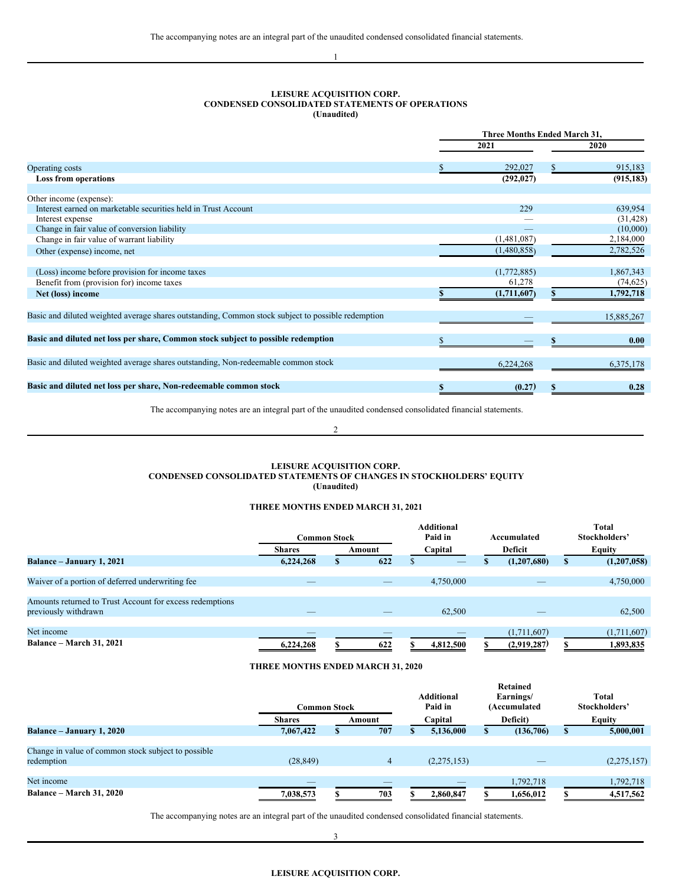The accompanying notes are an integral part of the unaudited condensed consolidated financial statements.

**LEISURE ACQUISITION CORP.**
**CONDENSED CONSOLIDATED STATEMENTS OF OPERATIONS**
**(Unaudited)**

| | Three Months Ended March 31, | |
|---|---|---|
| | 2021 | 2020 |
| Operating costs | $ 292,027 | $ 915,183 |
| **Loss from operations** | **(292,027)** | **(915,183)** |
| | | |
| Other income (expense): | | |
| Interest earned on marketable securities held in Trust Account | 229 | 639,954 |
| Interest expense | — | (31,428) |
| Change in fair value of conversion liability | — | (10,000) |
| Change in fair value of warrant liability | (1,481,087) | 2,184,000 |
| Other (expense) income, net | (1,480,858) | 2,782,526 |
| | | |
| (Loss) income before provision for income taxes | (1,772,885) | 1,867,343 |
| Benefit from (provision for) income taxes | 61,278 | (74,625) |
| **Net (loss) income** | **$ (1,711,607)** | **$ 1,792,718** |
| | | |
| Basic and diluted weighted average shares outstanding, Common stock subject to possible redemption | — | 15,885,267 |
| | | |
| **Basic and diluted net loss per share, Common stock subject to possible redemption** | $ — | **$ 0.00** |
| | | |
| Basic and diluted weighted average shares outstanding, Non-redeemable common stock | 6,224,268 | 6,375,178 |
| | | |
| **Basic and diluted net loss per share, Non-redeemable common stock** | **$ (0.27)** | **$ 0.28** |

The accompanying notes are an integral part of the unaudited condensed consolidated financial statements.

**LEISURE ACQUISITION CORP.**
**CONDENSED CONSOLIDATED STATEMENTS OF CHANGES IN STOCKHOLDERS' EQUITY**
**(Unaudited)**

**THREE MONTHS ENDED MARCH 31, 2021**

| | Common Stock | | Additional Paid in Capital | Accumulated Deficit | Total Stockholders' Equity |
|---|---|---|---|---|---|
| | Shares | Amount | | | |
| **Balance – January 1, 2021** | **6,224,268** | **$ 622** | **$ —** | **$ (1,207,680)** | **$ (1,207,058)** |
| | | | | | |
| Waiver of a portion of deferred underwriting fee | — | — | 4,750,000 | — | 4,750,000 |
| | | | | | |
| Amounts returned to Trust Account for excess redemptions previously withdrawn | — | — | 62,500 | — | 62,500 |
| | | | | | |
| Net income | — | — | — | (1,711,607) | (1,711,607) |
| **Balance – March 31, 2021** | **6,224,268** | **$ 622** | **$ 4,812,500** | **$ (2,919,287)** | **$ 1,893,835** |

**THREE MONTHS ENDED MARCH 31, 2020**

| | Common Stock | | Additional Paid in Capital | Retained Earnings/ (Accumulated Deficit) | Total Stockholders' Equity |
|---|---|---|---|---|---|
| | Shares | Amount | | | |
| **Balance – January 1, 2020** | **7,067,422** | **$ 707** | **$ 5,136,000** | **$ (136,706)** | **$ 5,000,001** |
| | | | | | |
| Change in value of common stock subject to possible redemption | (28,849) | 4 | (2,275,153) | — | (2,275,157) |
| | | | | | |
| Net income | — | — | — | 1,792,718 | 1,792,718 |
| **Balance – March 31, 2020** | **7,038,573** | **$ 703** | **$ 2,860,847** | **$ 1,656,012** | **$ 4,517,562** |

The accompanying notes are an integral part of the unaudited condensed consolidated financial statements.

**LEISURE ACQUISITION CORP.**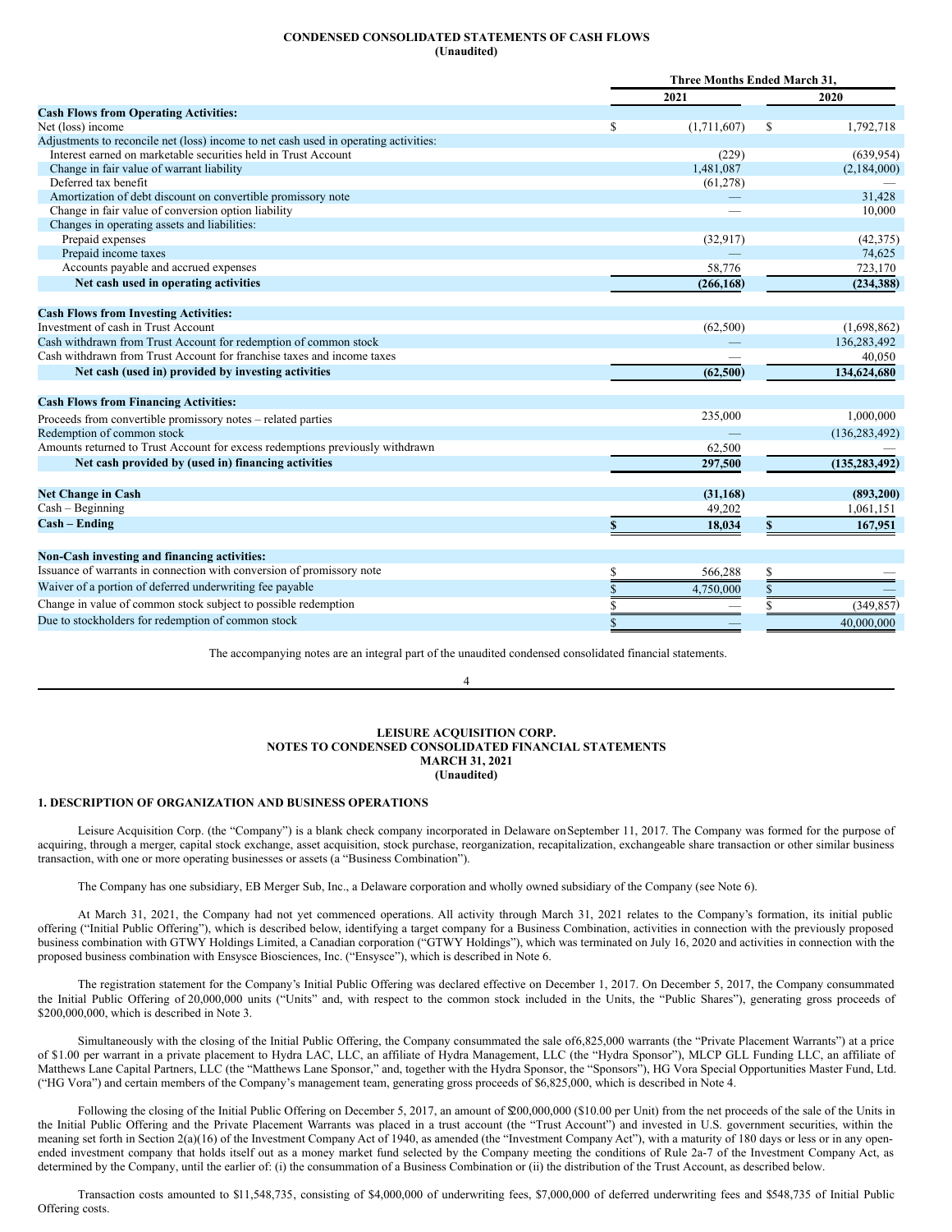**CONDENSED CONSOLIDATED STATEMENTS OF CASH FLOWS**
**(Unaudited)**

| | Three Months Ended March 31, | |
|---|---|---|
| | 2021 | 2020 |
| **Cash Flows from Operating Activities:** | | |
| Net (loss) income | $ (1,711,607) | $ 1,792,718 |
| Adjustments to reconcile net (loss) income to net cash used in operating activities: | | |
| Interest earned on marketable securities held in Trust Account | (229) | (639,954) |
| Change in fair value of warrant liability | 1,481,087 | (2,184,000) |
| Deferred tax benefit | (61,278) | — |
| Amortization of debt discount on convertible promissory note | — | 31,428 |
| Change in fair value of conversion option liability | — | 10,000 |
| Changes in operating assets and liabilities: | | |
| Prepaid expenses | (32,917) | (42,375) |
| Prepaid income taxes | — | 74,625 |
| Accounts payable and accrued expenses | 58,776 | 723,170 |
| **Net cash used in operating activities** | **(266,168)** | **(234,388)** |
| **Cash Flows from Investing Activities:** | | |
| Investment of cash in Trust Account | (62,500) | (1,698,862) |
| Cash withdrawn from Trust Account for redemption of common stock | — | 136,283,492 |
| Cash withdrawn from Trust Account for franchise taxes and income taxes | — | 40,050 |
| **Net cash (used in) provided by investing activities** | **(62,500)** | **134,624,680** |
| **Cash Flows from Financing Activities:** | | |
| Proceeds from convertible promissory notes – related parties | 235,000 | 1,000,000 |
| Redemption of common stock | — | (136,283,492) |
| Amounts returned to Trust Account for excess redemptions previously withdrawn | 62,500 | — |
| **Net cash provided by (used in) financing activities** | **297,500** | **(135,283,492)** |
| **Net Change in Cash** | **(31,168)** | **(893,200)** |
| Cash – Beginning | 49,202 | 1,061,151 |
| **Cash – Ending** | **$ 18,034** | **$ 167,951** |
| **Non-Cash investing and financing activities:** | | |
| Issuance of warrants in connection with conversion of promissory note | $ 566,288 | $ — |
| Waiver of a portion of deferred underwriting fee payable | $ 4,750,000 | $ — |
| Change in value of common stock subject to possible redemption | $ — | $ (349,857) |
| Due to stockholders for redemption of common stock | $ — | 40,000,000 |

The accompanying notes are an integral part of the unaudited condensed consolidated financial statements.

**LEISURE ACQUISITION CORP.**
**NOTES TO CONDENSED CONSOLIDATED FINANCIAL STATEMENTS**
**MARCH 31, 2021**
**(Unaudited)**

## 1. DESCRIPTION OF ORGANIZATION AND BUSINESS OPERATIONS

Leisure Acquisition Corp. (the "Company") is a blank check company incorporated in Delaware on September 11, 2017. The Company was formed for the purpose of acquiring, through a merger, capital stock exchange, asset acquisition, stock purchase, reorganization, recapitalization, exchangeable share transaction or other similar business transaction, with one or more operating businesses or assets (a "Business Combination").

The Company has one subsidiary, EB Merger Sub, Inc., a Delaware corporation and wholly owned subsidiary of the Company (see Note 6).

At March 31, 2021, the Company had not yet commenced operations. All activity through March 31, 2021 relates to the Company's formation, its initial public offering ("Initial Public Offering"), which is described below, identifying a target company for a Business Combination, activities in connection with the previously proposed business combination with GTWY Holdings Limited, a Canadian corporation ("GTWY Holdings"), which was terminated on July 16, 2020 and activities in connection with the proposed business combination with Ensysce Biosciences, Inc. ("Ensysce"), which is described in Note 6.

The registration statement for the Company's Initial Public Offering was declared effective on December 1, 2017. On December 5, 2017, the Company consummated the Initial Public Offering of 20,000,000 units ("Units" and, with respect to the common stock included in the Units, the "Public Shares"), generating gross proceeds of $200,000,000, which is described in Note 3.

Simultaneously with the closing of the Initial Public Offering, the Company consummated the sale of 6,825,000 warrants (the "Private Placement Warrants") at a price of $1.00 per warrant in a private placement to Hydra LAC, LLC, an affiliate of Hydra Management, LLC (the "Hydra Sponsor"), MLCP GLL Funding LLC, an affiliate of Matthews Lane Capital Partners, LLC (the "Matthews Lane Sponsor," and, together with the Hydra Sponsor, the "Sponsors"), HG Vora Special Opportunities Master Fund, Ltd. ("HG Vora") and certain members of the Company's management team, generating gross proceeds of $6,825,000, which is described in Note 4.

Following the closing of the Initial Public Offering on December 5, 2017, an amount of $200,000,000 ($10.00 per Unit) from the net proceeds of the sale of the Units in the Initial Public Offering and the Private Placement Warrants was placed in a trust account (the "Trust Account") and invested in U.S. government securities, within the meaning set forth in Section 2(a)(16) of the Investment Company Act of 1940, as amended (the "Investment Company Act"), with a maturity of 180 days or less or in any open-ended investment company that holds itself out as a money market fund selected by the Company meeting the conditions of Rule 2a-7 of the Investment Company Act, as determined by the Company, until the earlier of: (i) the consummation of a Business Combination or (ii) the distribution of the Trust Account, as described below.

Transaction costs amounted to $11,548,735, consisting of $4,000,000 of underwriting fees, $7,000,000 of deferred underwriting fees and $548,735 of Initial Public Offering costs.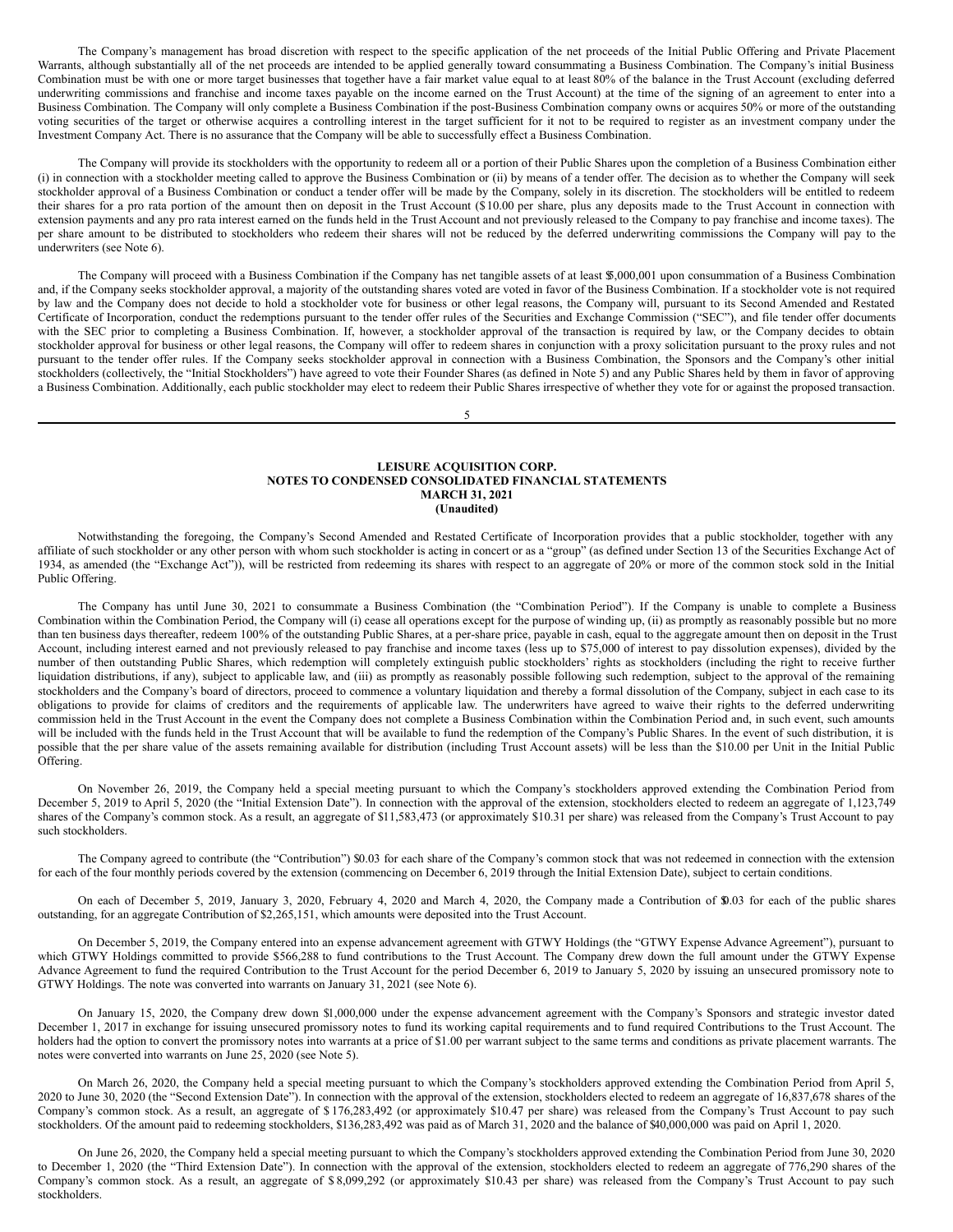The Company's management has broad discretion with respect to the specific application of the net proceeds of the Initial Public Offering and Private Placement Warrants, although substantially all of the net proceeds are intended to be applied generally toward consummating a Business Combination. The Company's initial Business Combination must be with one or more target businesses that together have a fair market value equal to at least 80% of the balance in the Trust Account (excluding deferred underwriting commissions and franchise and income taxes payable on the income earned on the Trust Account) at the time of the signing of an agreement to enter into a Business Combination. The Company will only complete a Business Combination if the post-Business Combination company owns or acquires 50% or more of the outstanding voting securities of the target or otherwise acquires a controlling interest in the target sufficient for it not to be required to register as an investment company under the Investment Company Act. There is no assurance that the Company will be able to successfully effect a Business Combination.

The Company will provide its stockholders with the opportunity to redeem all or a portion of their Public Shares upon the completion of a Business Combination either (i) in connection with a stockholder meeting called to approve the Business Combination or (ii) by means of a tender offer. The decision as to whether the Company will seek stockholder approval of a Business Combination or conduct a tender offer will be made by the Company, solely in its discretion. The stockholders will be entitled to redeem their shares for a pro rata portion of the amount then on deposit in the Trust Account ($10.00 per share, plus any deposits made to the Trust Account in connection with extension payments and any pro rata interest earned on the funds held in the Trust Account and not previously released to the Company to pay franchise and income taxes). The per share amount to be distributed to stockholders who redeem their shares will not be reduced by the deferred underwriting commissions the Company will pay to the underwriters (see Note 6).

The Company will proceed with a Business Combination if the Company has net tangible assets of at least $5,000,001 upon consummation of a Business Combination and, if the Company seeks stockholder approval, a majority of the outstanding shares voted are voted in favor of the Business Combination. If a stockholder vote is not required by law and the Company does not decide to hold a stockholder vote for business or other legal reasons, the Company will, pursuant to its Second Amended and Restated Certificate of Incorporation, conduct the redemptions pursuant to the tender offer rules of the Securities and Exchange Commission ("SEC"), and file tender offer documents with the SEC prior to completing a Business Combination. If, however, a stockholder approval of the transaction is required by law, or the Company decides to obtain stockholder approval for business or other legal reasons, the Company will offer to redeem shares in conjunction with a proxy solicitation pursuant to the proxy rules and not pursuant to the tender offer rules. If the Company seeks stockholder approval in connection with a Business Combination, the Sponsors and the Company's other initial stockholders (collectively, the "Initial Stockholders") have agreed to vote their Founder Shares (as defined in Note 5) and any Public Shares held by them in favor of approving a Business Combination. Additionally, each public stockholder may elect to redeem their Public Shares irrespective of whether they vote for or against the proposed transaction.

**LEISURE ACQUISITION CORP.**
**NOTES TO CONDENSED CONSOLIDATED FINANCIAL STATEMENTS**
**MARCH 31, 2021**
**(Unaudited)**

Notwithstanding the foregoing, the Company's Second Amended and Restated Certificate of Incorporation provides that a public stockholder, together with any affiliate of such stockholder or any other person with whom such stockholder is acting in concert or as a "group" (as defined under Section 13 of the Securities Exchange Act of 1934, as amended (the "Exchange Act")), will be restricted from redeeming its shares with respect to an aggregate of 20% or more of the common stock sold in the Initial Public Offering.

The Company has until June 30, 2021 to consummate a Business Combination (the "Combination Period"). If the Company is unable to complete a Business Combination within the Combination Period, the Company will (i) cease all operations except for the purpose of winding up, (ii) as promptly as reasonably possible but no more than ten business days thereafter, redeem 100% of the outstanding Public Shares, at a per-share price, payable in cash, equal to the aggregate amount then on deposit in the Trust Account, including interest earned and not previously released to pay franchise and income taxes (less up to $75,000 of interest to pay dissolution expenses), divided by the number of then outstanding Public Shares, which redemption will completely extinguish public stockholders' rights as stockholders (including the right to receive further liquidation distributions, if any), subject to applicable law, and (iii) as promptly as reasonably possible following such redemption, subject to the approval of the remaining stockholders and the Company's board of directors, proceed to commence a voluntary liquidation and thereby a formal dissolution of the Company, subject in each case to its obligations to provide for claims of creditors and the requirements of applicable law. The underwriters have agreed to waive their rights to the deferred underwriting commission held in the Trust Account in the event the Company does not complete a Business Combination within the Combination Period and, in such event, such amounts will be included with the funds held in the Trust Account that will be available to fund the redemption of the Company's Public Shares. In the event of such distribution, it is possible that the per share value of the assets remaining available for distribution (including Trust Account assets) will be less than the $10.00 per Unit in the Initial Public Offering.

On November 26, 2019, the Company held a special meeting pursuant to which the Company's stockholders approved extending the Combination Period from December 5, 2019 to April 5, 2020 (the "Initial Extension Date"). In connection with the approval of the extension, stockholders elected to redeem an aggregate of 1,123,749 shares of the Company's common stock. As a result, an aggregate of $11,583,473 (or approximately $10.31 per share) was released from the Company's Trust Account to pay such stockholders.

The Company agreed to contribute (the "Contribution") $0.03 for each share of the Company's common stock that was not redeemed in connection with the extension for each of the four monthly periods covered by the extension (commencing on December 6, 2019 through the Initial Extension Date), subject to certain conditions.

On each of December 5, 2019, January 3, 2020, February 4, 2020 and March 4, 2020, the Company made a Contribution of $0.03 for each of the public shares outstanding, for an aggregate Contribution of $2,265,151, which amounts were deposited into the Trust Account.

On December 5, 2019, the Company entered into an expense advancement agreement with GTWY Holdings (the "GTWY Expense Advance Agreement"), pursuant to which GTWY Holdings committed to provide $566,288 to fund contributions to the Trust Account. The Company drew down the full amount under the GTWY Expense Advance Agreement to fund the required Contribution to the Trust Account for the period December 6, 2019 to January 5, 2020 by issuing an unsecured promissory note to GTWY Holdings. The note was converted into warrants on January 31, 2021 (see Note 6).

On January 15, 2020, the Company drew down $1,000,000 under the expense advancement agreement with the Company's Sponsors and strategic investor dated December 1, 2017 in exchange for issuing unsecured promissory notes to fund its working capital requirements and to fund required Contributions to the Trust Account. The holders had the option to convert the promissory notes into warrants at a price of $1.00 per warrant subject to the same terms and conditions as private placement warrants. The notes were converted into warrants on June 25, 2020 (see Note 5).

On March 26, 2020, the Company held a special meeting pursuant to which the Company's stockholders approved extending the Combination Period from April 5, 2020 to June 30, 2020 (the "Second Extension Date"). In connection with the approval of the extension, stockholders elected to redeem an aggregate of 16,837,678 shares of the Company's common stock. As a result, an aggregate of $176,283,492 (or approximately $10.47 per share) was released from the Company's Trust Account to pay such stockholders. Of the amount paid to redeeming stockholders, $136,283,492 was paid as of March 31, 2020 and the balance of $40,000,000 was paid on April 1, 2020.

On June 26, 2020, the Company held a special meeting pursuant to which the Company's stockholders approved extending the Combination Period from June 30, 2020 to December 1, 2020 (the "Third Extension Date"). In connection with the approval of the extension, stockholders elected to redeem an aggregate of 776,290 shares of the Company's common stock. As a result, an aggregate of $8,099,292 (or approximately $10.43 per share) was released from the Company's Trust Account to pay such stockholders.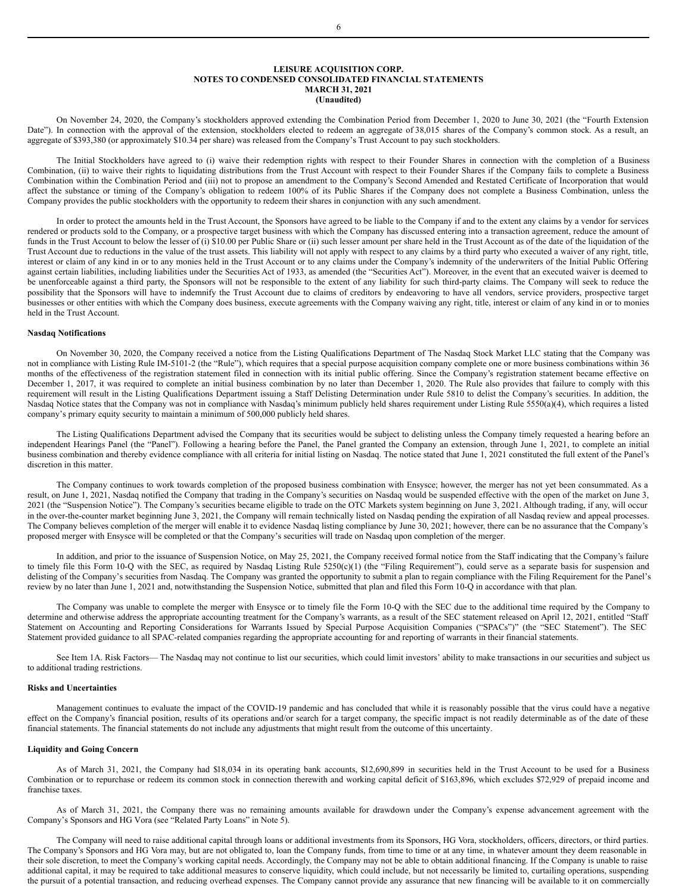**LEISURE ACQUISITION CORP.**
**NOTES TO CONDENSED CONSOLIDATED FINANCIAL STATEMENTS**
**MARCH 31, 2021**
**(Unaudited)**

On November 24, 2020, the Company's stockholders approved extending the Combination Period from December 1, 2020 to June 30, 2021 (the "Fourth Extension Date"). In connection with the approval of the extension, stockholders elected to redeem an aggregate of 38,015 shares of the Company's common stock. As a result, an aggregate of $393,380 (or approximately $10.34 per share) was released from the Company's Trust Account to pay such stockholders.

The Initial Stockholders have agreed to (i) waive their redemption rights with respect to their Founder Shares in connection with the completion of a Business Combination, (ii) to waive their rights to liquidating distributions from the Trust Account with respect to their Founder Shares if the Company fails to complete a Business Combination within the Combination Period and (iii) not to propose an amendment to the Company's Second Amended and Restated Certificate of Incorporation that would affect the substance or timing of the Company's obligation to redeem 100% of its Public Shares if the Company does not complete a Business Combination, unless the Company provides the public stockholders with the opportunity to redeem their shares in conjunction with any such amendment.

In order to protect the amounts held in the Trust Account, the Sponsors have agreed to be liable to the Company if and to the extent any claims by a vendor for services rendered or products sold to the Company, or a prospective target business with which the Company has discussed entering into a transaction agreement, reduce the amount of funds in the Trust Account to below the lesser of (i) $10.00 per Public Share or (ii) such lesser amount per share held in the Trust Account as of the date of the liquidation of the Trust Account due to reductions in the value of the trust assets. This liability will not apply with respect to any claims by a third party who executed a waiver of any right, title, interest or claim of any kind in or to any monies held in the Trust Account or to any claims under the Company's indemnity of the underwriters of the Initial Public Offering against certain liabilities, including liabilities under the Securities Act of 1933, as amended (the "Securities Act"). Moreover, in the event that an executed waiver is deemed to be unenforceable against a third party, the Sponsors will not be responsible to the extent of any liability for such third-party claims. The Company will seek to reduce the possibility that the Sponsors will have to indemnify the Trust Account due to claims of creditors by endeavoring to have all vendors, service providers, prospective target businesses or other entities with which the Company does business, execute agreements with the Company waiving any right, title, interest or claim of any kind in or to monies held in the Trust Account.

**Nasdaq Notifications**

On November 30, 2020, the Company received a notice from the Listing Qualifications Department of The Nasdaq Stock Market LLC stating that the Company was not in compliance with Listing Rule IM-5101-2 (the "Rule"), which requires that a special purpose acquisition company complete one or more business combinations within 36 months of the effectiveness of the registration statement filed in connection with its initial public offering. Since the Company's registration statement became effective on December 1, 2017, it was required to complete an initial business combination by no later than December 1, 2020. The Rule also provides that failure to comply with this requirement will result in the Listing Qualifications Department issuing a Staff Delisting Determination under Rule 5810 to delist the Company's securities. In addition, the Nasdaq Notice states that the Company was not in compliance with Nasdaq's minimum publicly held shares requirement under Listing Rule 5550(a)(4), which requires a listed company's primary equity security to maintain a minimum of 500,000 publicly held shares.

The Listing Qualifications Department advised the Company that its securities would be subject to delisting unless the Company timely requested a hearing before an independent Hearings Panel (the "Panel"). Following a hearing before the Panel, the Panel granted the Company an extension, through June 1, 2021, to complete an initial business combination and thereby evidence compliance with all criteria for initial listing on Nasdaq. The notice stated that June 1, 2021 constituted the full extent of the Panel's discretion in this matter.

The Company continues to work towards completion of the proposed business combination with Ensysce; however, the merger has not yet been consummated. As a result, on June 1, 2021, Nasdaq notified the Company that trading in the Company's securities on Nasdaq would be suspended effective with the open of the market on June 3, 2021 (the "Suspension Notice"). The Company's securities became eligible to trade on the OTC Markets system beginning on June 3, 2021. Although trading, if any, will occur in the over-the-counter market beginning June 3, 2021, the Company will remain technically listed on Nasdaq pending the expiration of all Nasdaq review and appeal processes. The Company believes completion of the merger will enable it to evidence Nasdaq listing compliance by June 30, 2021; however, there can be no assurance that the Company's proposed merger with Ensysce will be completed or that the Company's securities will trade on Nasdaq upon completion of the merger.

In addition, and prior to the issuance of Suspension Notice, on May 25, 2021, the Company received formal notice from the Staff indicating that the Company's failure to timely file this Form 10-Q with the SEC, as required by Nasdaq Listing Rule 5250(c)(1) (the "Filing Requirement"), could serve as a separate basis for suspension and delisting of the Company's securities from Nasdaq. The Company was granted the opportunity to submit a plan to regain compliance with the Filing Requirement for the Panel's review by no later than June 1, 2021 and, notwithstanding the Suspension Notice, submitted that plan and filed this Form 10-Q in accordance with that plan.

The Company was unable to complete the merger with Ensysce or to timely file the Form 10-Q with the SEC due to the additional time required by the Company to determine and otherwise address the appropriate accounting treatment for the Company's warrants, as a result of the SEC statement released on April 12, 2021, entitled "Staff Statement on Accounting and Reporting Considerations for Warrants Issued by Special Purpose Acquisition Companies ("SPACs")" (the "SEC Statement"). The SEC Statement provided guidance to all SPAC-related companies regarding the appropriate accounting for and reporting of warrants in their financial statements.

See Item 1A. Risk Factors— The Nasdaq may not continue to list our securities, which could limit investors' ability to make transactions in our securities and subject us to additional trading restrictions.

**Risks and Uncertainties**

Management continues to evaluate the impact of the COVID-19 pandemic and has concluded that while it is reasonably possible that the virus could have a negative effect on the Company's financial position, results of its operations and/or search for a target company, the specific impact is not readily determinable as of the date of these financial statements. The financial statements do not include any adjustments that might result from the outcome of this uncertainty.

**Liquidity and Going Concern**

As of March 31, 2021, the Company had $18,034 in its operating bank accounts, $12,690,899 in securities held in the Trust Account to be used for a Business Combination or to repurchase or redeem its common stock in connection therewith and working capital deficit of $163,896, which excludes $72,929 of prepaid income and franchise taxes.

As of March 31, 2021, the Company there was no remaining amounts available for drawdown under the Company's expense advancement agreement with the Company's Sponsors and HG Vora (see "Related Party Loans" in Note 5).

The Company will need to raise additional capital through loans or additional investments from its Sponsors, HG Vora, stockholders, officers, directors, or third parties. The Company's Sponsors and HG Vora may, but are not obligated to, loan the Company funds, from time to time or at any time, in whatever amount they deem reasonable in their sole discretion, to meet the Company's working capital needs. Accordingly, the Company may not be able to obtain additional financing. If the Company is unable to raise additional capital, it may be required to take additional measures to conserve liquidity, which could include, but not necessarily be limited to, curtailing operations, suspending the pursuit of a potential transaction, and reducing overhead expenses. The Company cannot provide any assurance that new financing will be available to it on commercially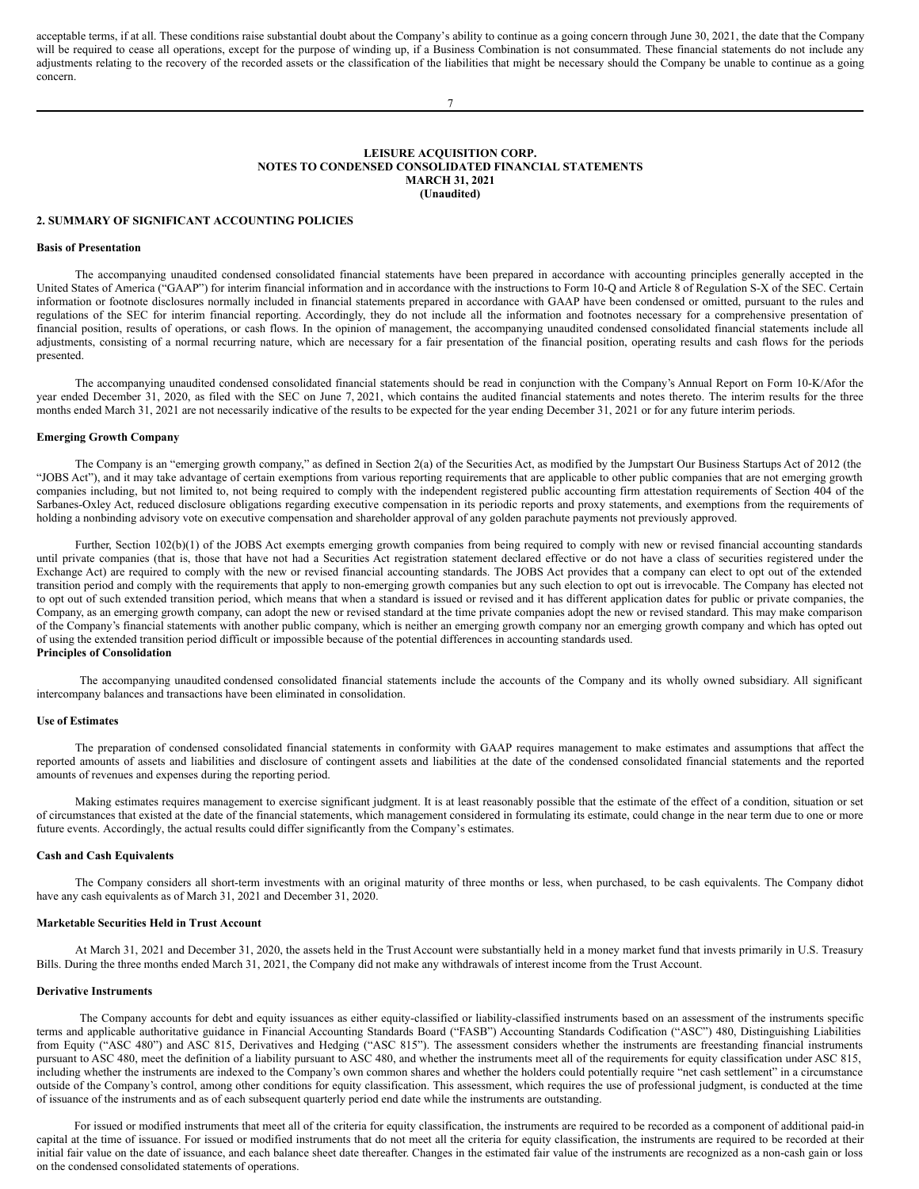acceptable terms, if at all. These conditions raise substantial doubt about the Company's ability to continue as a going concern through June 30, 2021, the date that the Company will be required to cease all operations, except for the purpose of winding up, if a Business Combination is not consummated. These financial statements do not include any adjustments relating to the recovery of the recorded assets or the classification of the liabilities that might be necessary should the Company be unable to continue as a going concern.

**LEISURE ACQUISITION CORP.**
**NOTES TO CONDENSED CONSOLIDATED FINANCIAL STATEMENTS**
**MARCH 31, 2021**
**(Unaudited)**

## 2. SUMMARY OF SIGNIFICANT ACCOUNTING POLICIES

### Basis of Presentation

The accompanying unaudited condensed consolidated financial statements have been prepared in accordance with accounting principles generally accepted in the United States of America ("GAAP") for interim financial information and in accordance with the instructions to Form 10-Q and Article 8 of Regulation S-X of the SEC. Certain information or footnote disclosures normally included in financial statements prepared in accordance with GAAP have been condensed or omitted, pursuant to the rules and regulations of the SEC for interim financial reporting. Accordingly, they do not include all the information and footnotes necessary for a comprehensive presentation of financial position, results of operations, or cash flows. In the opinion of management, the accompanying unaudited condensed consolidated financial statements include all adjustments, consisting of a normal recurring nature, which are necessary for a fair presentation of the financial position, operating results and cash flows for the periods presented.

The accompanying unaudited condensed consolidated financial statements should be read in conjunction with the Company's Annual Report on Form 10-K/Afor the year ended December 31, 2020, as filed with the SEC on June 7, 2021, which contains the audited financial statements and notes thereto. The interim results for the three months ended March 31, 2021 are not necessarily indicative of the results to be expected for the year ending December 31, 2021 or for any future interim periods.

### Emerging Growth Company

The Company is an "emerging growth company," as defined in Section 2(a) of the Securities Act, as modified by the Jumpstart Our Business Startups Act of 2012 (the "JOBS Act"), and it may take advantage of certain exemptions from various reporting requirements that are applicable to other public companies that are not emerging growth companies including, but not limited to, not being required to comply with the independent registered public accounting firm attestation requirements of Section 404 of the Sarbanes-Oxley Act, reduced disclosure obligations regarding executive compensation in its periodic reports and proxy statements, and exemptions from the requirements of holding a nonbinding advisory vote on executive compensation and shareholder approval of any golden parachute payments not previously approved.

Further, Section 102(b)(1) of the JOBS Act exempts emerging growth companies from being required to comply with new or revised financial accounting standards until private companies (that is, those that have not had a Securities Act registration statement declared effective or do not have a class of securities registered under the Exchange Act) are required to comply with the new or revised financial accounting standards. The JOBS Act provides that a company can elect to opt out of the extended transition period and comply with the requirements that apply to non-emerging growth companies but any such election to opt out is irrevocable. The Company has elected not to opt out of such extended transition period, which means that when a standard is issued or revised and it has different application dates for public or private companies, the Company, as an emerging growth company, can adopt the new or revised standard at the time private companies adopt the new or revised standard. This may make comparison of the Company's financial statements with another public company, which is neither an emerging growth company nor an emerging growth company and which has opted out of using the extended transition period difficult or impossible because of the potential differences in accounting standards used.

### Principles of Consolidation

The accompanying unaudited condensed consolidated financial statements include the accounts of the Company and its wholly owned subsidiary. All significant intercompany balances and transactions have been eliminated in consolidation.

### Use of Estimates

The preparation of condensed consolidated financial statements in conformity with GAAP requires management to make estimates and assumptions that affect the reported amounts of assets and liabilities and disclosure of contingent assets and liabilities at the date of the condensed consolidated financial statements and the reported amounts of revenues and expenses during the reporting period.

Making estimates requires management to exercise significant judgment. It is at least reasonably possible that the estimate of the effect of a condition, situation or set of circumstances that existed at the date of the financial statements, which management considered in formulating its estimate, could change in the near term due to one or more future events. Accordingly, the actual results could differ significantly from the Company's estimates.

### Cash and Cash Equivalents

The Company considers all short-term investments with an original maturity of three months or less, when purchased, to be cash equivalents. The Company did not have any cash equivalents as of March 31, 2021 and December 31, 2020.

### Marketable Securities Held in Trust Account

At March 31, 2021 and December 31, 2020, the assets held in the Trust Account were substantially held in a money market fund that invests primarily in U.S. Treasury Bills. During the three months ended March 31, 2021, the Company did not make any withdrawals of interest income from the Trust Account.

### Derivative Instruments

The Company accounts for debt and equity issuances as either equity-classified or liability-classified instruments based on an assessment of the instruments specific terms and applicable authoritative guidance in Financial Accounting Standards Board ("FASB") Accounting Standards Codification ("ASC") 480, Distinguishing Liabilities from Equity ("ASC 480") and ASC 815, Derivatives and Hedging ("ASC 815"). The assessment considers whether the instruments are freestanding financial instruments pursuant to ASC 480, meet the definition of a liability pursuant to ASC 480, and whether the instruments meet all of the requirements for equity classification under ASC 815, including whether the instruments are indexed to the Company's own common shares and whether the holders could potentially require "net cash settlement" in a circumstance outside of the Company's control, among other conditions for equity classification. This assessment, which requires the use of professional judgment, is conducted at the time of issuance of the instruments and as of each subsequent quarterly period end date while the instruments are outstanding.

For issued or modified instruments that meet all of the criteria for equity classification, the instruments are required to be recorded as a component of additional paid-in capital at the time of issuance. For issued or modified instruments that do not meet all the criteria for equity classification, the instruments are required to be recorded at their initial fair value on the date of issuance, and each balance sheet date thereafter. Changes in the estimated fair value of the instruments are recognized as a non-cash gain or loss on the condensed consolidated statements of operations.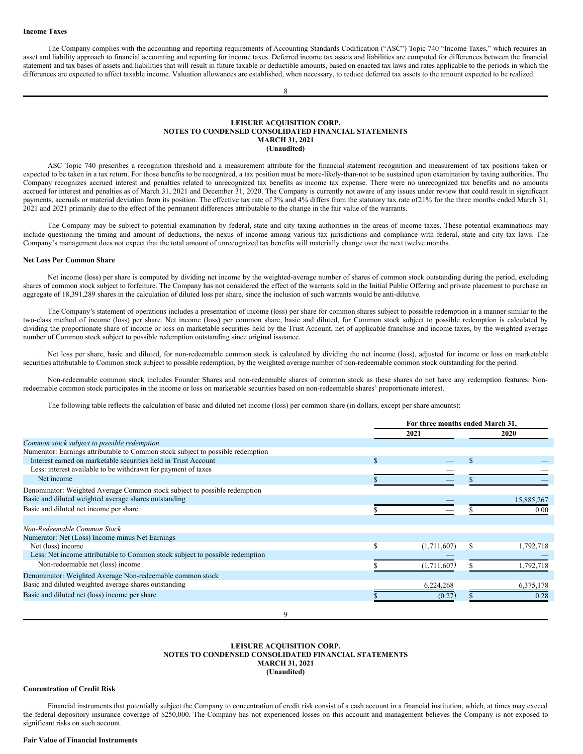**Income Taxes**

The Company complies with the accounting and reporting requirements of Accounting Standards Codification ("ASC") Topic 740 "Income Taxes," which requires an asset and liability approach to financial accounting and reporting for income taxes. Deferred income tax assets and liabilities are computed for differences between the financial statement and tax bases of assets and liabilities that will result in future taxable or deductible amounts, based on enacted tax laws and rates applicable to the periods in which the differences are expected to affect taxable income. Valuation allowances are established, when necessary, to reduce deferred tax assets to the amount expected to be realized.

**LEISURE ACQUISITION CORP.**
**NOTES TO CONDENSED CONSOLIDATED FINANCIAL STATEMENTS**
**MARCH 31, 2021**
**(Unaudited)**

ASC Topic 740 prescribes a recognition threshold and a measurement attribute for the financial statement recognition and measurement of tax positions taken or expected to be taken in a tax return. For those benefits to be recognized, a tax position must be more-likely-than-not to be sustained upon examination by taxing authorities. The Company recognizes accrued interest and penalties related to unrecognized tax benefits as income tax expense. There were no unrecognized tax benefits and no amounts accrued for interest and penalties as of March 31, 2021 and December 31, 2020. The Company is currently not aware of any issues under review that could result in significant payments, accruals or material deviation from its position. The effective tax rate of 3% and 4% differs from the statutory tax rate of21% for the three months ended March 31, 2021 and 2021 primarily due to the effect of the permanent differences attributable to the change in the fair value of the warrants.

The Company may be subject to potential examination by federal, state and city taxing authorities in the areas of income taxes. These potential examinations may include questioning the timing and amount of deductions, the nexus of income among various tax jurisdictions and compliance with federal, state and city tax laws. The Company's management does not expect that the total amount of unrecognized tax benefits will materially change over the next twelve months.

**Net Loss Per Common Share**

Net income (loss) per share is computed by dividing net income by the weighted-average number of shares of common stock outstanding during the period, excluding shares of common stock subject to forfeiture. The Company has not considered the effect of the warrants sold in the Initial Public Offering and private placement to purchase an aggregate of 18,391,289 shares in the calculation of diluted loss per share, since the inclusion of such warrants would be anti-dilutive.

The Company's statement of operations includes a presentation of income (loss) per share for common shares subject to possible redemption in a manner similar to the two-class method of income (loss) per share. Net income (loss) per common share, basic and diluted, for Common stock subject to possible redemption is calculated by dividing the proportionate share of income or loss on marketable securities held by the Trust Account, net of applicable franchise and income taxes, by the weighted average number of Common stock subject to possible redemption outstanding since original issuance.

Net loss per share, basic and diluted, for non-redeemable common stock is calculated by dividing the net income (loss), adjusted for income or loss on marketable securities attributable to Common stock subject to possible redemption, by the weighted average number of non-redeemable common stock outstanding for the period.

Non-redeemable common stock includes Founder Shares and non-redeemable shares of common stock as these shares do not have any redemption features. Non-redeemable common stock participates in the income or loss on marketable securities based on non-redeemable shares' proportionate interest.

The following table reflects the calculation of basic and diluted net income (loss) per common share (in dollars, except per share amounts):

| | For three months ended March 31, 2021 | 2020 |
|---|---|---|
| *Common stock subject to possible redemption* | | |
| Numerator: Earnings attributable to Common stock subject to possible redemption | | |
| Interest earned on marketable securities held in Trust Account | $ — | $ — |
| Less: interest available to be withdrawn for payment of taxes | — | — |
| Net income | $ — | $ — |
| Denominator: Weighted Average Common stock subject to possible redemption | | |
| Basic and diluted weighted average shares outstanding | — | 15,885,267 |
| Basic and diluted net income per share | $ — | $ 0.00 |
| | | |
| *Non-Redeemable Common Stock* | | |
| Numerator: Net (Loss) Income minus Net Earnings | | |
| Net (loss) income | $ (1,711,607) | $ 1,792,718 |
| Less: Net income attributable to Common stock subject to possible redemption | — | — |
| Non-redeemable net (loss) income | $ (1,711,607) | $ 1,792,718 |
| Denominator: Weighted Average Non-redeemable common stock | | |
| Basic and diluted weighted average shares outstanding | 6,224,268 | 6,375,178 |
| Basic and diluted net (loss) income per share | $ (0.27) | $ 0.28 |

**LEISURE ACQUISITION CORP.**
**NOTES TO CONDENSED CONSOLIDATED FINANCIAL STATEMENTS**
**MARCH 31, 2021**
**(Unaudited)**

**Concentration of Credit Risk**

Financial instruments that potentially subject the Company to concentration of credit risk consist of a cash account in a financial institution, which, at times may exceed the federal depository insurance coverage of $250,000. The Company has not experienced losses on this account and management believes the Company is not exposed to significant risks on such account.

**Fair Value of Financial Instruments**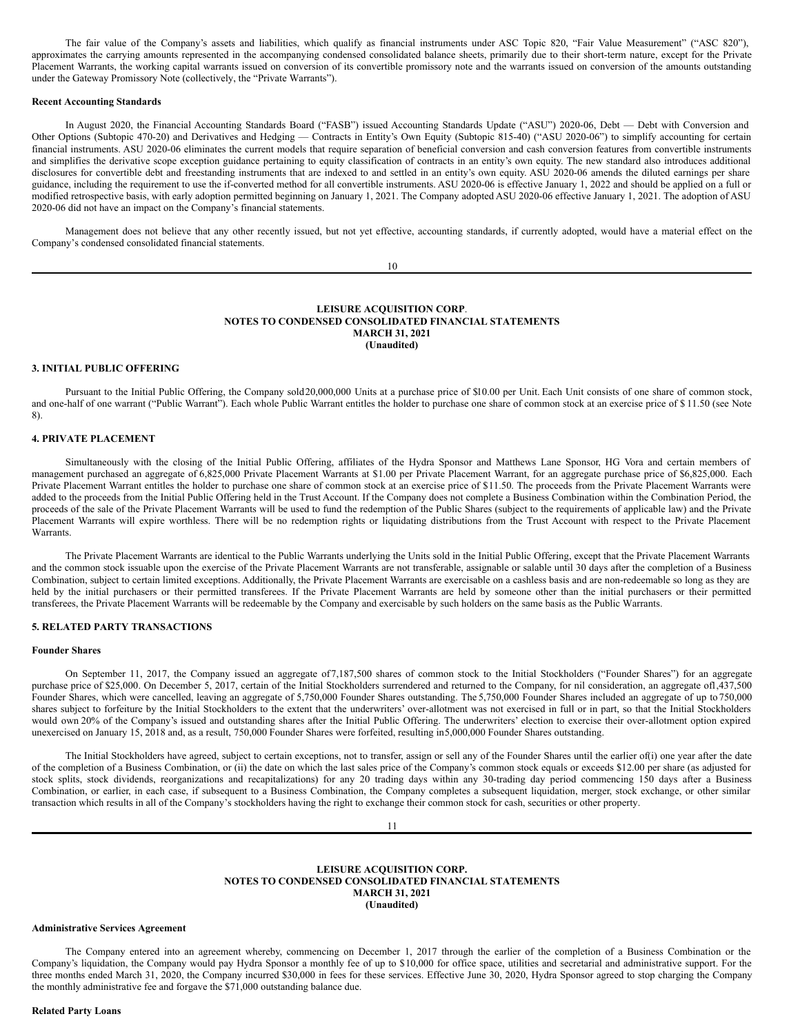The fair value of the Company's assets and liabilities, which qualify as financial instruments under ASC Topic 820, "Fair Value Measurement" ("ASC 820"), approximates the carrying amounts represented in the accompanying condensed consolidated balance sheets, primarily due to their short-term nature, except for the Private Placement Warrants, the working capital warrants issued on conversion of its convertible promissory note and the warrants issued on conversion of the amounts outstanding under the Gateway Promissory Note (collectively, the "Private Warrants").

**Recent Accounting Standards**

In August 2020, the Financial Accounting Standards Board ("FASB") issued Accounting Standards Update ("ASU") 2020-06, Debt — Debt with Conversion and Other Options (Subtopic 470-20) and Derivatives and Hedging — Contracts in Entity's Own Equity (Subtopic 815-40) ("ASU 2020-06") to simplify accounting for certain financial instruments. ASU 2020-06 eliminates the current models that require separation of beneficial conversion and cash conversion features from convertible instruments and simplifies the derivative scope exception guidance pertaining to equity classification of contracts in an entity's own equity. The new standard also introduces additional disclosures for convertible debt and freestanding instruments that are indexed to and settled in an entity's own equity. ASU 2020-06 amends the diluted earnings per share guidance, including the requirement to use the if-converted method for all convertible instruments. ASU 2020-06 is effective January 1, 2022 and should be applied on a full or modified retrospective basis, with early adoption permitted beginning on January 1, 2021. The Company adopted ASU 2020-06 effective January 1, 2021. The adoption of ASU 2020-06 did not have an impact on the Company's financial statements.

Management does not believe that any other recently issued, but not yet effective, accounting standards, if currently adopted, would have a material effect on the Company's condensed consolidated financial statements.

**LEISURE ACQUISITION CORP.**
**NOTES TO CONDENSED CONSOLIDATED FINANCIAL STATEMENTS**
**MARCH 31, 2021**
**(Unaudited)**

## 3. INITIAL PUBLIC OFFERING

Pursuant to the Initial Public Offering, the Company sold 20,000,000 Units at a purchase price of $10.00 per Unit. Each Unit consists of one share of common stock, and one-half of one warrant ("Public Warrant"). Each whole Public Warrant entitles the holder to purchase one share of common stock at an exercise price of $ 11.50 (see Note 8).

## 4. PRIVATE PLACEMENT

Simultaneously with the closing of the Initial Public Offering, affiliates of the Hydra Sponsor and Matthews Lane Sponsor, HG Vora and certain members of management purchased an aggregate of 6,825,000 Private Placement Warrants at $1.00 per Private Placement Warrant, for an aggregate purchase price of $6,825,000. Each Private Placement Warrant entitles the holder to purchase one share of common stock at an exercise price of $11.50. The proceeds from the Private Placement Warrants were added to the proceeds from the Initial Public Offering held in the Trust Account. If the Company does not complete a Business Combination within the Combination Period, the proceeds of the sale of the Private Placement Warrants will be used to fund the redemption of the Public Shares (subject to the requirements of applicable law) and the Private Placement Warrants will expire worthless. There will be no redemption rights or liquidating distributions from the Trust Account with respect to the Private Placement Warrants.

The Private Placement Warrants are identical to the Public Warrants underlying the Units sold in the Initial Public Offering, except that the Private Placement Warrants and the common stock issuable upon the exercise of the Private Placement Warrants are not transferable, assignable or salable until 30 days after the completion of a Business Combination, subject to certain limited exceptions. Additionally, the Private Placement Warrants are exercisable on a cashless basis and are non-redeemable so long as they are held by the initial purchasers or their permitted transferees. If the Private Placement Warrants are held by someone other than the initial purchasers or their permitted transferees, the Private Placement Warrants will be redeemable by the Company and exercisable by such holders on the same basis as the Public Warrants.

## 5. RELATED PARTY TRANSACTIONS

**Founder Shares**

On September 11, 2017, the Company issued an aggregate of 7,187,500 shares of common stock to the Initial Stockholders ("Founder Shares") for an aggregate purchase price of $25,000. On December 5, 2017, certain of the Initial Stockholders surrendered and returned to the Company, for nil consideration, an aggregate of 1,437,500 Founder Shares, which were cancelled, leaving an aggregate of 5,750,000 Founder Shares outstanding. The 5,750,000 Founder Shares included an aggregate of up to 750,000 shares subject to forfeiture by the Initial Stockholders to the extent that the underwriters' over-allotment was not exercised in full or in part, so that the Initial Stockholders would own 20% of the Company's issued and outstanding shares after the Initial Public Offering. The underwriters' election to exercise their over-allotment option expired unexercised on January 15, 2018 and, as a result, 750,000 Founder Shares were forfeited, resulting in 5,000,000 Founder Shares outstanding.

The Initial Stockholders have agreed, subject to certain exceptions, not to transfer, assign or sell any of the Founder Shares until the earlier of (i) one year after the date of the completion of a Business Combination, or (ii) the date on which the last sales price of the Company's common stock equals or exceeds $12.00 per share (as adjusted for stock splits, stock dividends, reorganizations and recapitalizations) for any 20 trading days within any 30-trading day period commencing 150 days after a Business Combination, or earlier, in each case, if subsequent to a Business Combination, the Company completes a subsequent liquidation, merger, stock exchange, or other similar transaction which results in all of the Company's stockholders having the right to exchange their common stock for cash, securities or other property.

**LEISURE ACQUISITION CORP.**
**NOTES TO CONDENSED CONSOLIDATED FINANCIAL STATEMENTS**
**MARCH 31, 2021**
**(Unaudited)**

**Administrative Services Agreement**

The Company entered into an agreement whereby, commencing on December 1, 2017 through the earlier of the completion of a Business Combination or the Company's liquidation, the Company would pay Hydra Sponsor a monthly fee of up to $10,000 for office space, utilities and secretarial and administrative support. For the three months ended March 31, 2020, the Company incurred $30,000 in fees for these services. Effective June 30, 2020, Hydra Sponsor agreed to stop charging the Company the monthly administrative fee and forgave the $71,000 outstanding balance due.

**Related Party Loans**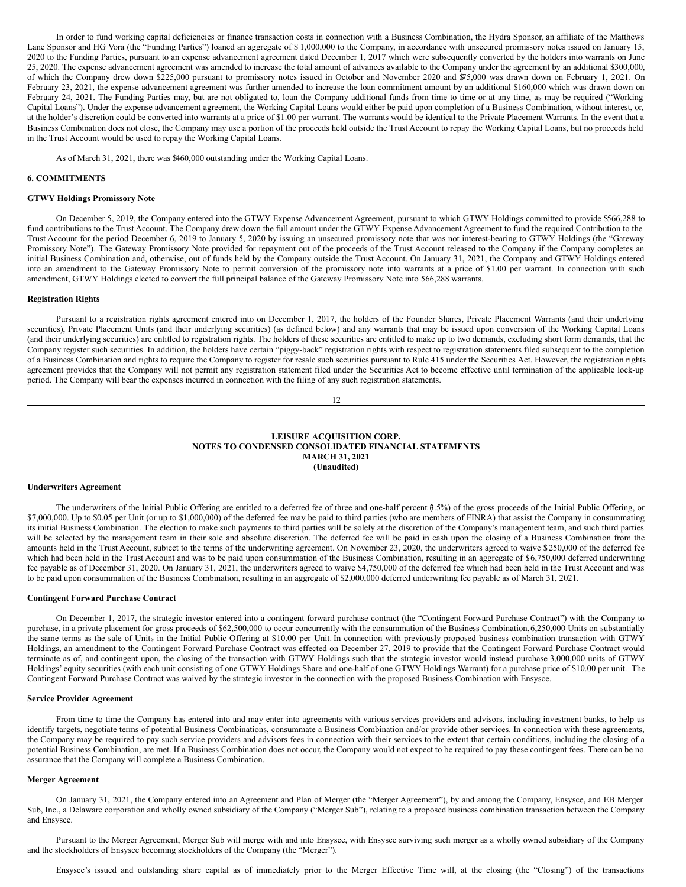In order to fund working capital deficiencies or finance transaction costs in connection with a Business Combination, the Hydra Sponsor, an affiliate of the Matthews Lane Sponsor and HG Vora (the "Funding Parties") loaned an aggregate of $ 1,000,000 to the Company, in accordance with unsecured promissory notes issued on January 15, 2020 to the Funding Parties, pursuant to an expense advancement agreement dated December 1, 2017 which were subsequently converted by the holders into warrants on June 25, 2020. The expense advancement agreement was amended to increase the total amount of advances available to the Company under the agreement by an additional $300,000, of which the Company drew down $225,000 pursuant to promissory notes issued in October and November 2020 and $75,000 was drawn down on February 1, 2021. On February 23, 2021, the expense advancement agreement was further amended to increase the loan commitment amount by an additional $160,000 which was drawn down on February 24, 2021. The Funding Parties may, but are not obligated to, loan the Company additional funds from time to time or at any time, as may be required ("Working Capital Loans"). Under the expense advancement agreement, the Working Capital Loans would either be paid upon completion of a Business Combination, without interest, or, at the holder's discretion could be converted into warrants at a price of $1.00 per warrant. The warrants would be identical to the Private Placement Warrants. In the event that a Business Combination does not close, the Company may use a portion of the proceeds held outside the Trust Account to repay the Working Capital Loans, but no proceeds held in the Trust Account would be used to repay the Working Capital Loans.

As of March 31, 2021, there was $460,000 outstanding under the Working Capital Loans.

**6. COMMITMENTS**

**GTWY Holdings Promissory Note**

On December 5, 2019, the Company entered into the GTWY Expense Advancement Agreement, pursuant to which GTWY Holdings committed to provide $566,288 to fund contributions to the Trust Account. The Company drew down the full amount under the GTWY Expense Advancement Agreement to fund the required Contribution to the Trust Account for the period December 6, 2019 to January 5, 2020 by issuing an unsecured promissory note that was not interest-bearing to GTWY Holdings (the "Gateway Promissory Note"). The Gateway Promissory Note provided for repayment out of the proceeds of the Trust Account released to the Company if the Company completes an initial Business Combination and, otherwise, out of funds held by the Company outside the Trust Account. On January 31, 2021, the Company and GTWY Holdings entered into an amendment to the Gateway Promissory Note to permit conversion of the promissory note into warrants at a price of $1.00 per warrant. In connection with such amendment, GTWY Holdings elected to convert the full principal balance of the Gateway Promissory Note into 566,288 warrants.

**Registration Rights**

Pursuant to a registration rights agreement entered into on December 1, 2017, the holders of the Founder Shares, Private Placement Warrants (and their underlying securities), Private Placement Units (and their underlying securities) (as defined below) and any warrants that may be issued upon conversion of the Working Capital Loans (and their underlying securities) are entitled to registration rights. The holders of these securities are entitled to make up to two demands, excluding short form demands, that the Company register such securities. In addition, the holders have certain "piggy-back" registration rights with respect to registration statements filed subsequent to the completion of a Business Combination and rights to require the Company to register for resale such securities pursuant to Rule 415 under the Securities Act. However, the registration rights agreement provides that the Company will not permit any registration statement filed under the Securities Act to become effective until termination of the applicable lock-up period. The Company will bear the expenses incurred in connection with the filing of any such registration statements.

**Underwriters Agreement**

The underwriters of the Initial Public Offering are entitled to a deferred fee of three and one-half percent (3.5%) of the gross proceeds of the Initial Public Offering, or $7,000,000. Up to $0.05 per Unit (or up to $1,000,000) of the deferred fee may be paid to third parties (who are members of FINRA) that assist the Company in consummating its initial Business Combination. The election to make such payments to third parties will be solely at the discretion of the Company's management team, and such third parties will be selected by the management team in their sole and absolute discretion. The deferred fee will be paid in cash upon the closing of a Business Combination from the amounts held in the Trust Account, subject to the terms of the underwriting agreement. On November 23, 2020, the underwriters agreed to waive $250,000 of the deferred fee which had been held in the Trust Account and was to be paid upon consummation of the Business Combination, resulting in an aggregate of $6,750,000 deferred underwriting fee payable as of December 31, 2020. On January 31, 2021, the underwriters agreed to waive $4,750,000 of the deferred fee which had been held in the Trust Account and was to be paid upon consummation of the Business Combination, resulting in an aggregate of $2,000,000 deferred underwriting fee payable as of March 31, 2021.

**Contingent Forward Purchase Contract**

On December 1, 2017, the strategic investor entered into a contingent forward purchase contract (the "Contingent Forward Purchase Contract") with the Company to purchase, in a private placement for gross proceeds of $62,500,000 to occur concurrently with the consummation of the Business Combination, 6,250,000 Units on substantially the same terms as the sale of Units in the Initial Public Offering at $10.00 per Unit. In connection with previously proposed business combination transaction with GTWY Holdings, an amendment to the Contingent Forward Purchase Contract was effected on December 27, 2019 to provide that the Contingent Forward Purchase Contract would terminate as of, and contingent upon, the closing of the transaction with GTWY Holdings such that the strategic investor would instead purchase 3,000,000 units of GTWY Holdings' equity securities (with each unit consisting of one GTWY Holdings Share and one-half of one GTWY Holdings Warrant) for a purchase price of $10.00 per unit. The Contingent Forward Purchase Contract was waived by the strategic investor in the connection with the proposed Business Combination with Ensysce.

**Service Provider Agreement**

From time to time the Company has entered into and may enter into agreements with various services providers and advisors, including investment banks, to help us identify targets, negotiate terms of potential Business Combinations, consummate a Business Combination and/or provide other services. In connection with these agreements, the Company may be required to pay such service providers and advisors fees in connection with their services to the extent that certain conditions, including the closing of a potential Business Combination, are met. If a Business Combination does not occur, the Company would not expect to be required to pay these contingent fees. There can be no assurance that the Company will complete a Business Combination.

**Merger Agreement**

On January 31, 2021, the Company entered into an Agreement and Plan of Merger (the "Merger Agreement"), by and among the Company, Ensysce, and EB Merger Sub, Inc., a Delaware corporation and wholly owned subsidiary of the Company ("Merger Sub"), relating to a proposed business combination transaction between the Company and Ensysce.

Pursuant to the Merger Agreement, Merger Sub will merge with and into Ensysce, with Ensysce surviving such merger as a wholly owned subsidiary of the Company and the stockholders of Ensysce becoming stockholders of the Company (the "Merger").

Ensysce's issued and outstanding share capital as of immediately prior to the Merger Effective Time will, at the closing (the "Closing") of the transactions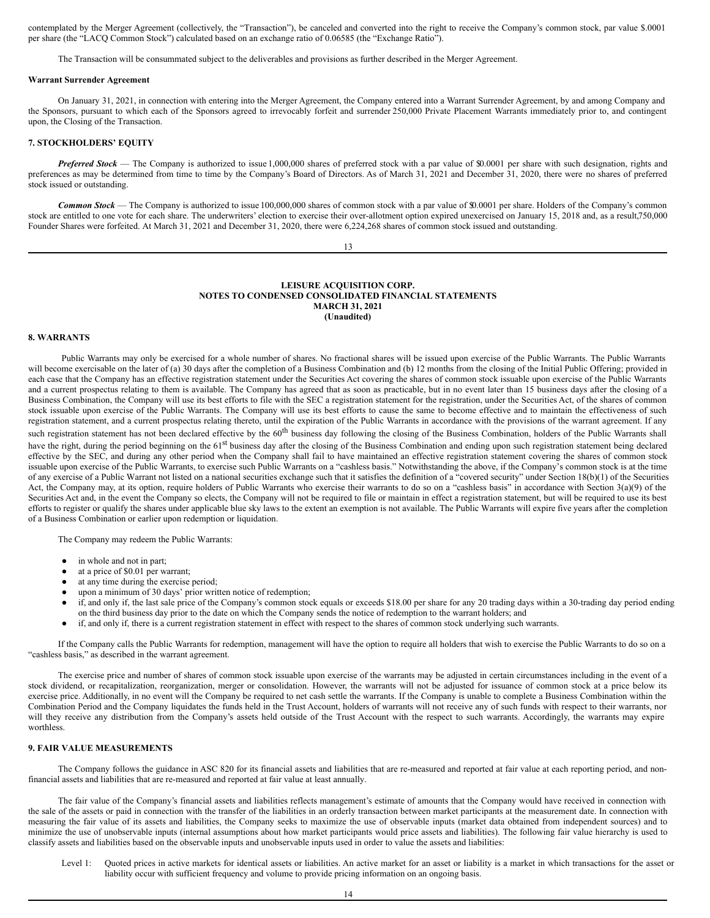contemplated by the Merger Agreement (collectively, the "Transaction"), be canceled and converted into the right to receive the Company's common stock, par value $.0001 per share (the "LACQ Common Stock") calculated based on an exchange ratio of 0.06585 (the "Exchange Ratio").

The Transaction will be consummated subject to the deliverables and provisions as further described in the Merger Agreement.

**Warrant Surrender Agreement**

On January 31, 2021, in connection with entering into the Merger Agreement, the Company entered into a Warrant Surrender Agreement, by and among Company and the Sponsors, pursuant to which each of the Sponsors agreed to irrevocably forfeit and surrender 250,000 Private Placement Warrants immediately prior to, and contingent upon, the Closing of the Transaction.

## 7. STOCKHOLDERS' EQUITY

***Preferred Stock*** — The Company is authorized to issue 1,000,000 shares of preferred stock with a par value of $0.0001 per share with such designation, rights and preferences as may be determined from time to time by the Company's Board of Directors. As of March 31, 2021 and December 31, 2020, there were no shares of preferred stock issued or outstanding.

***Common Stock*** — The Company is authorized to issue 100,000,000 shares of common stock with a par value of $0.0001 per share. Holders of the Company's common stock are entitled to one vote for each share. The underwriters' election to exercise their over-allotment option expired unexercised on January 15, 2018 and, as a result, 750,000 Founder Shares were forfeited. At March 31, 2021 and December 31, 2020, there were 6,224,268 shares of common stock issued and outstanding.

**LEISURE ACQUISITION CORP.**
**NOTES TO CONDENSED CONSOLIDATED FINANCIAL STATEMENTS**
**MARCH 31, 2021**
**(Unaudited)**

## 8. WARRANTS

Public Warrants may only be exercised for a whole number of shares. No fractional shares will be issued upon exercise of the Public Warrants. The Public Warrants will become exercisable on the later of (a) 30 days after the completion of a Business Combination and (b) 12 months from the closing of the Initial Public Offering; provided in each case that the Company has an effective registration statement under the Securities Act covering the shares of common stock issuable upon exercise of the Public Warrants and a current prospectus relating to them is available. The Company has agreed that as soon as practicable, but in no event later than 15 business days after the closing of a Business Combination, the Company will use its best efforts to file with the SEC a registration statement for the registration, under the Securities Act, of the shares of common stock issuable upon exercise of the Public Warrants. The Company will use its best efforts to cause the same to become effective and to maintain the effectiveness of such registration statement, and a current prospectus relating thereto, until the expiration of the Public Warrants in accordance with the provisions of the warrant agreement. If any such registration statement has not been declared effective by the 60th business day following the closing of the Business Combination, holders of the Public Warrants shall have the right, during the period beginning on the 61st business day after the closing of the Business Combination and ending upon such registration statement being declared effective by the SEC, and during any other period when the Company shall fail to have maintained an effective registration statement covering the shares of common stock issuable upon exercise of the Public Warrants, to exercise such Public Warrants on a "cashless basis." Notwithstanding the above, if the Company's common stock is at the time of any exercise of a Public Warrant not listed on a national securities exchange such that it satisfies the definition of a "covered security" under Section 18(b)(1) of the Securities Act, the Company may, at its option, require holders of Public Warrants who exercise their warrants to do so on a "cashless basis" in accordance with Section 3(a)(9) of the Securities Act and, in the event the Company so elects, the Company will not be required to file or maintain in effect a registration statement, but will be required to use its best efforts to register or qualify the shares under applicable blue sky laws to the extent an exemption is not available. The Public Warrants will expire five years after the completion of a Business Combination or earlier upon redemption or liquidation.

The Company may redeem the Public Warrants:

- in whole and not in part;
- at a price of $0.01 per warrant;
- at any time during the exercise period;
- upon a minimum of 30 days' prior written notice of redemption;
- if, and only if, the last sale price of the Company's common stock equals or exceeds $18.00 per share for any 20 trading days within a 30-trading day period ending on the third business day prior to the date on which the Company sends the notice of redemption to the warrant holders; and
- if, and only if, there is a current registration statement in effect with respect to the shares of common stock underlying such warrants.

If the Company calls the Public Warrants for redemption, management will have the option to require all holders that wish to exercise the Public Warrants to do so on a "cashless basis," as described in the warrant agreement.

The exercise price and number of shares of common stock issuable upon exercise of the warrants may be adjusted in certain circumstances including in the event of a stock dividend, or recapitalization, reorganization, merger or consolidation. However, the warrants will not be adjusted for issuance of common stock at a price below its exercise price. Additionally, in no event will the Company be required to net cash settle the warrants. If the Company is unable to complete a Business Combination within the Combination Period and the Company liquidates the funds held in the Trust Account, holders of warrants will not receive any of such funds with respect to their warrants, nor will they receive any distribution from the Company's assets held outside of the Trust Account with the respect to such warrants. Accordingly, the warrants may expire worthless.

## 9. FAIR VALUE MEASUREMENTS

The Company follows the guidance in ASC 820 for its financial assets and liabilities that are re-measured and reported at fair value at each reporting period, and non-financial assets and liabilities that are re-measured and reported at fair value at least annually.

The fair value of the Company's financial assets and liabilities reflects management's estimate of amounts that the Company would have received in connection with the sale of the assets or paid in connection with the transfer of the liabilities in an orderly transaction between market participants at the measurement date. In connection with measuring the fair value of its assets and liabilities, the Company seeks to maximize the use of observable inputs (market data obtained from independent sources) and to minimize the use of unobservable inputs (internal assumptions about how market participants would price assets and liabilities). The following fair value hierarchy is used to classify assets and liabilities based on the observable inputs and unobservable inputs used in order to value the assets and liabilities:

Level 1: Quoted prices in active markets for identical assets or liabilities. An active market for an asset or liability is a market in which transactions for the asset or liability occur with sufficient frequency and volume to provide pricing information on an ongoing basis.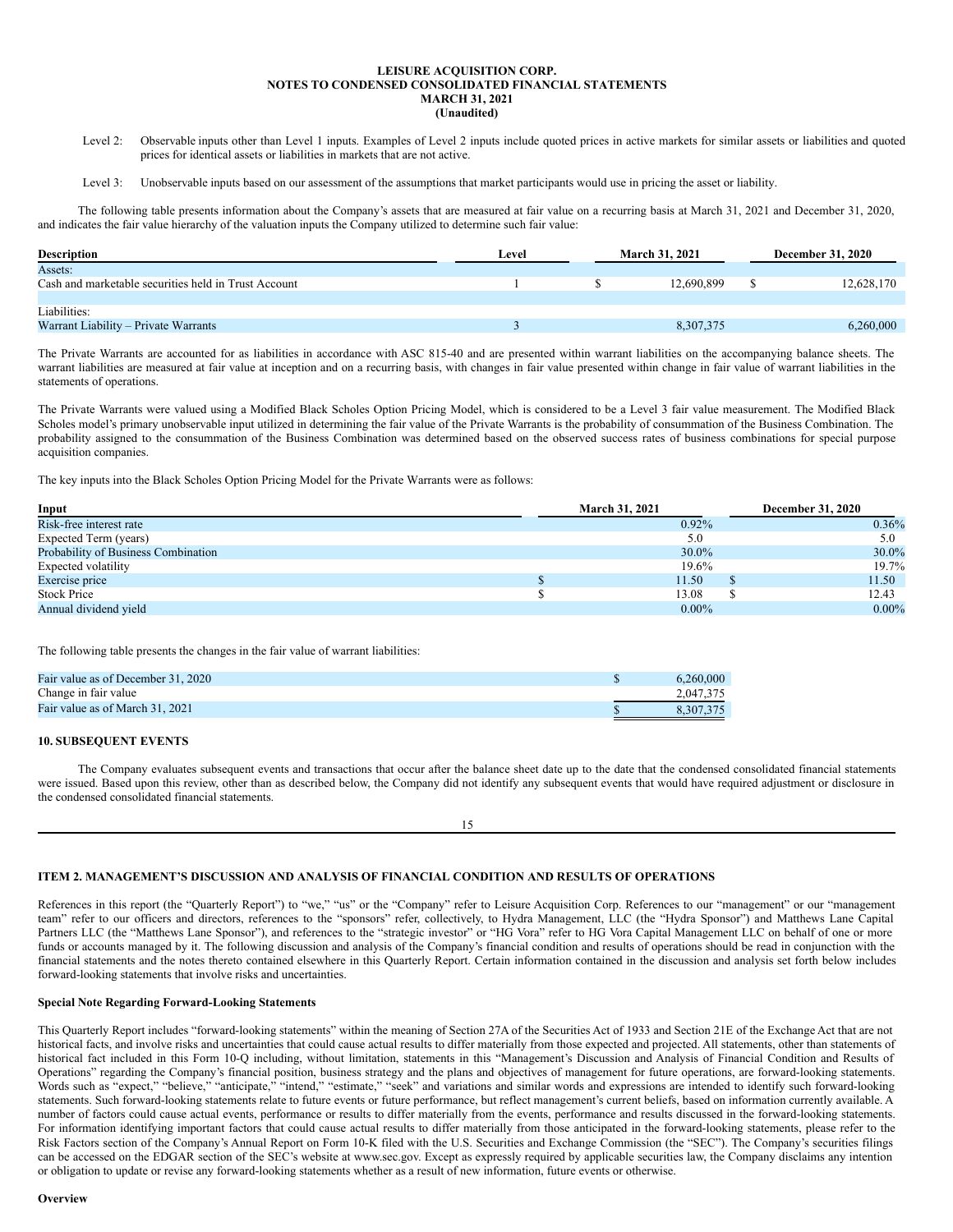Level 2: Observable inputs other than Level 1 inputs. Examples of Level 2 inputs include quoted prices in active markets for similar assets or liabilities and quoted prices for identical assets or liabilities in markets that are not active.

Level 3: Unobservable inputs based on our assessment of the assumptions that market participants would use in pricing the asset or liability.

The following table presents information about the Company's assets that are measured at fair value on a recurring basis at March 31, 2021 and December 31, 2020, and indicates the fair value hierarchy of the valuation inputs the Company utilized to determine such fair value:

| Description | Level | March 31, 2021 | December 31, 2020 |
|---|---|---|---|
| Assets: | | | |
| Cash and marketable securities held in Trust Account | 1 | $ 12,690,899 | $ 12,628,170 |
| | | | |
| Liabilities: | | | |
| Warrant Liability – Private Warrants | 3 | 8,307,375 | 6,260,000 |

The Private Warrants are accounted for as liabilities in accordance with ASC 815-40 and are presented within warrant liabilities on the accompanying balance sheets. The warrant liabilities are measured at fair value at inception and on a recurring basis, with changes in fair value presented within change in fair value of warrant liabilities in the statements of operations.

The Private Warrants were valued using a Modified Black Scholes Option Pricing Model, which is considered to be a Level 3 fair value measurement. The Modified Black Scholes model's primary unobservable input utilized in determining the fair value of the Private Warrants is the probability of consummation of the Business Combination. The probability assigned to the consummation of the Business Combination was determined based on the observed success rates of business combinations for special purpose acquisition companies.

The key inputs into the Black Scholes Option Pricing Model for the Private Warrants were as follows:

| Input | March 31, 2021 | December 31, 2020 |
|---|---|---|
| Risk-free interest rate | 0.92% | 0.36% |
| Expected Term (years) | 5.0 | 5.0 |
| Probability of Business Combination | 30.0% | 30.0% |
| Expected volatility | 19.6% | 19.7% |
| Exercise price | $ 11.50 | $ 11.50 |
| Stock Price | $ 13.08 | $ 12.43 |
| Annual dividend yield | 0.00% | 0.00% |

The following table presents the changes in the fair value of warrant liabilities:

| | |
|---|---|
| Fair value as of December 31, 2020 | $ 6,260,000 |
| Change in fair value | 2,047,375 |
| Fair value as of March 31, 2021 | $ 8,307,375 |

### 10. SUBSEQUENT EVENTS

The Company evaluates subsequent events and transactions that occur after the balance sheet date up to the date that the condensed consolidated financial statements were issued. Based upon this review, other than as described below, the Company did not identify any subsequent events that would have required adjustment or disclosure in the condensed consolidated financial statements.

## ITEM 2. MANAGEMENT'S DISCUSSION AND ANALYSIS OF FINANCIAL CONDITION AND RESULTS OF OPERATIONS

References in this report (the "Quarterly Report") to "we," "us" or the "Company" refer to Leisure Acquisition Corp. References to our "management" or our "management team" refer to our officers and directors, references to the "sponsors" refer, collectively, to Hydra Management, LLC (the "Hydra Sponsor") and Matthews Lane Capital Partners LLC (the "Matthews Lane Sponsor"), and references to the "strategic investor" or "HG Vora" refer to HG Vora Capital Management LLC on behalf of one or more funds or accounts managed by it. The following discussion and analysis of the Company's financial condition and results of operations should be read in conjunction with the financial statements and the notes thereto contained elsewhere in this Quarterly Report. Certain information contained in the discussion and analysis set forth below includes forward-looking statements that involve risks and uncertainties.

### Special Note Regarding Forward-Looking Statements

This Quarterly Report includes "forward-looking statements" within the meaning of Section 27A of the Securities Act of 1933 and Section 21E of the Exchange Act that are not historical facts, and involve risks and uncertainties that could cause actual results to differ materially from those expected and projected. All statements, other than statements of historical fact included in this Form 10-Q including, without limitation, statements in this "Management's Discussion and Analysis of Financial Condition and Results of Operations" regarding the Company's financial position, business strategy and the plans and objectives of management for future operations, are forward-looking statements. Words such as "expect," "believe," "anticipate," "intend," "estimate," "seek" and variations and similar words and expressions are intended to identify such forward-looking statements. Such forward-looking statements relate to future events or future performance, but reflect management's current beliefs, based on information currently available. A number of factors could cause actual events, performance or results to differ materially from the events, performance and results discussed in the forward-looking statements. For information identifying important factors that could cause actual results to differ materially from those anticipated in the forward-looking statements, please refer to the Risk Factors section of the Company's Annual Report on Form 10-K filed with the U.S. Securities and Exchange Commission (the "SEC"). The Company's securities filings can be accessed on the EDGAR section of the SEC's website at www.sec.gov. Except as expressly required by applicable securities law, the Company disclaims any intention or obligation to update or revise any forward-looking statements whether as a result of new information, future events or otherwise.

### Overview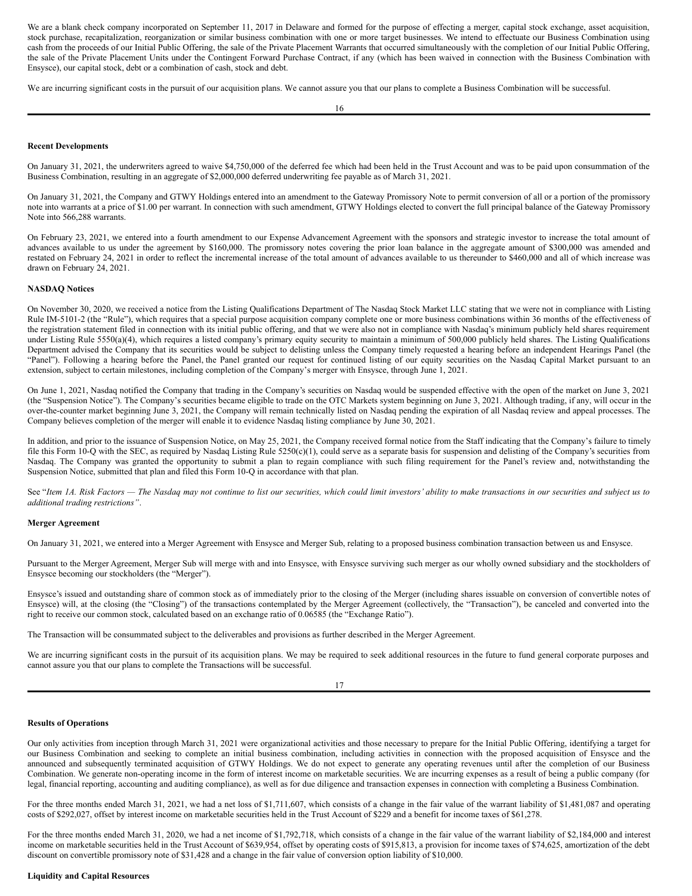We are a blank check company incorporated on September 11, 2017 in Delaware and formed for the purpose of effecting a merger, capital stock exchange, asset acquisition, stock purchase, recapitalization, reorganization or similar business combination with one or more target businesses. We intend to effectuate our Business Combination using cash from the proceeds of our Initial Public Offering, the sale of the Private Placement Warrants that occurred simultaneously with the completion of our Initial Public Offering, the sale of the Private Placement Units under the Contingent Forward Purchase Contract, if any (which has been waived in connection with the Business Combination with Ensysce), our capital stock, debt or a combination of cash, stock and debt.

We are incurring significant costs in the pursuit of our acquisition plans. We cannot assure you that our plans to complete a Business Combination will be successful.

**Recent Developments**

On January 31, 2021, the underwriters agreed to waive $4,750,000 of the deferred fee which had been held in the Trust Account and was to be paid upon consummation of the Business Combination, resulting in an aggregate of $2,000,000 deferred underwriting fee payable as of March 31, 2021.

On January 31, 2021, the Company and GTWY Holdings entered into an amendment to the Gateway Promissory Note to permit conversion of all or a portion of the promissory note into warrants at a price of $1.00 per warrant. In connection with such amendment, GTWY Holdings elected to convert the full principal balance of the Gateway Promissory Note into 566,288 warrants.

On February 23, 2021, we entered into a fourth amendment to our Expense Advancement Agreement with the sponsors and strategic investor to increase the total amount of advances available to us under the agreement by $160,000. The promissory notes covering the prior loan balance in the aggregate amount of $300,000 was amended and restated on February 24, 2021 in order to reflect the incremental increase of the total amount of advances available to us thereunder to $460,000 and all of which increase was drawn on February 24, 2021.

**NASDAQ Notices**

On November 30, 2020, we received a notice from the Listing Qualifications Department of The Nasdaq Stock Market LLC stating that we were not in compliance with Listing Rule IM-5101-2 (the "Rule"), which requires that a special purpose acquisition company complete one or more business combinations within 36 months of the effectiveness of the registration statement filed in connection with its initial public offering, and that we were also not in compliance with Nasdaq's minimum publicly held shares requirement under Listing Rule 5550(a)(4), which requires a listed company's primary equity security to maintain a minimum of 500,000 publicly held shares. The Listing Qualifications Department advised the Company that its securities would be subject to delisting unless the Company timely requested a hearing before an independent Hearings Panel (the "Panel"). Following a hearing before the Panel, the Panel granted our request for continued listing of our equity securities on the Nasdaq Capital Market pursuant to an extension, subject to certain milestones, including completion of the Company's merger with Ensysce, through June 1, 2021.

On June 1, 2021, Nasdaq notified the Company that trading in the Company's securities on Nasdaq would be suspended effective with the open of the market on June 3, 2021 (the "Suspension Notice"). The Company's securities became eligible to trade on the OTC Markets system beginning on June 3, 2021. Although trading, if any, will occur in the over-the-counter market beginning June 3, 2021, the Company will remain technically listed on Nasdaq pending the expiration of all Nasdaq review and appeal processes. The Company believes completion of the merger will enable it to evidence Nasdaq listing compliance by June 30, 2021.

In addition, and prior to the issuance of Suspension Notice, on May 25, 2021, the Company received formal notice from the Staff indicating that the Company's failure to timely file this Form 10-Q with the SEC, as required by Nasdaq Listing Rule 5250(c)(1), could serve as a separate basis for suspension and delisting of the Company's securities from Nasdaq. The Company was granted the opportunity to submit a plan to regain compliance with such filing requirement for the Panel's review and, notwithstanding the Suspension Notice, submitted that plan and filed this Form 10-Q in accordance with that plan.

See "*Item 1A. Risk Factors — The Nasdaq may not continue to list our securities, which could limit investors' ability to make transactions in our securities and subject us to additional trading restrictions"*.

**Merger Agreement**

On January 31, 2021, we entered into a Merger Agreement with Ensysce and Merger Sub, relating to a proposed business combination transaction between us and Ensysce.

Pursuant to the Merger Agreement, Merger Sub will merge with and into Ensysce, with Ensysce surviving such merger as our wholly owned subsidiary and the stockholders of Ensysce becoming our stockholders (the "Merger").

Ensysce's issued and outstanding share of common stock as of immediately prior to the closing of the Merger (including shares issuable on conversion of convertible notes of Ensysce) will, at the closing (the "Closing") of the transactions contemplated by the Merger Agreement (collectively, the "Transaction"), be canceled and converted into the right to receive our common stock, calculated based on an exchange ratio of 0.06585 (the "Exchange Ratio").

The Transaction will be consummated subject to the deliverables and provisions as further described in the Merger Agreement.

We are incurring significant costs in the pursuit of its acquisition plans. We may be required to seek additional resources in the future to fund general corporate purposes and cannot assure you that our plans to complete the Transactions will be successful.

**Results of Operations**

Our only activities from inception through March 31, 2021 were organizational activities and those necessary to prepare for the Initial Public Offering, identifying a target for our Business Combination and seeking to complete an initial business combination, including activities in connection with the proposed acquisition of Ensysce and the announced and subsequently terminated acquisition of GTWY Holdings. We do not expect to generate any operating revenues until after the completion of our Business Combination. We generate non-operating income in the form of interest income on marketable securities. We are incurring expenses as a result of being a public company (for legal, financial reporting, accounting and auditing compliance), as well as for due diligence and transaction expenses in connection with completing a Business Combination.

For the three months ended March 31, 2021, we had a net loss of $1,711,607, which consists of a change in the fair value of the warrant liability of $1,481,087 and operating costs of $292,027, offset by interest income on marketable securities held in the Trust Account of $229 and a benefit for income taxes of $61,278.

For the three months ended March 31, 2020, we had a net income of $1,792,718, which consists of a change in the fair value of the warrant liability of $2,184,000 and interest income on marketable securities held in the Trust Account of $639,954, offset by operating costs of $915,813, a provision for income taxes of $74,625, amortization of the debt discount on convertible promissory note of $31,428 and a change in the fair value of conversion option liability of $10,000.

**Liquidity and Capital Resources**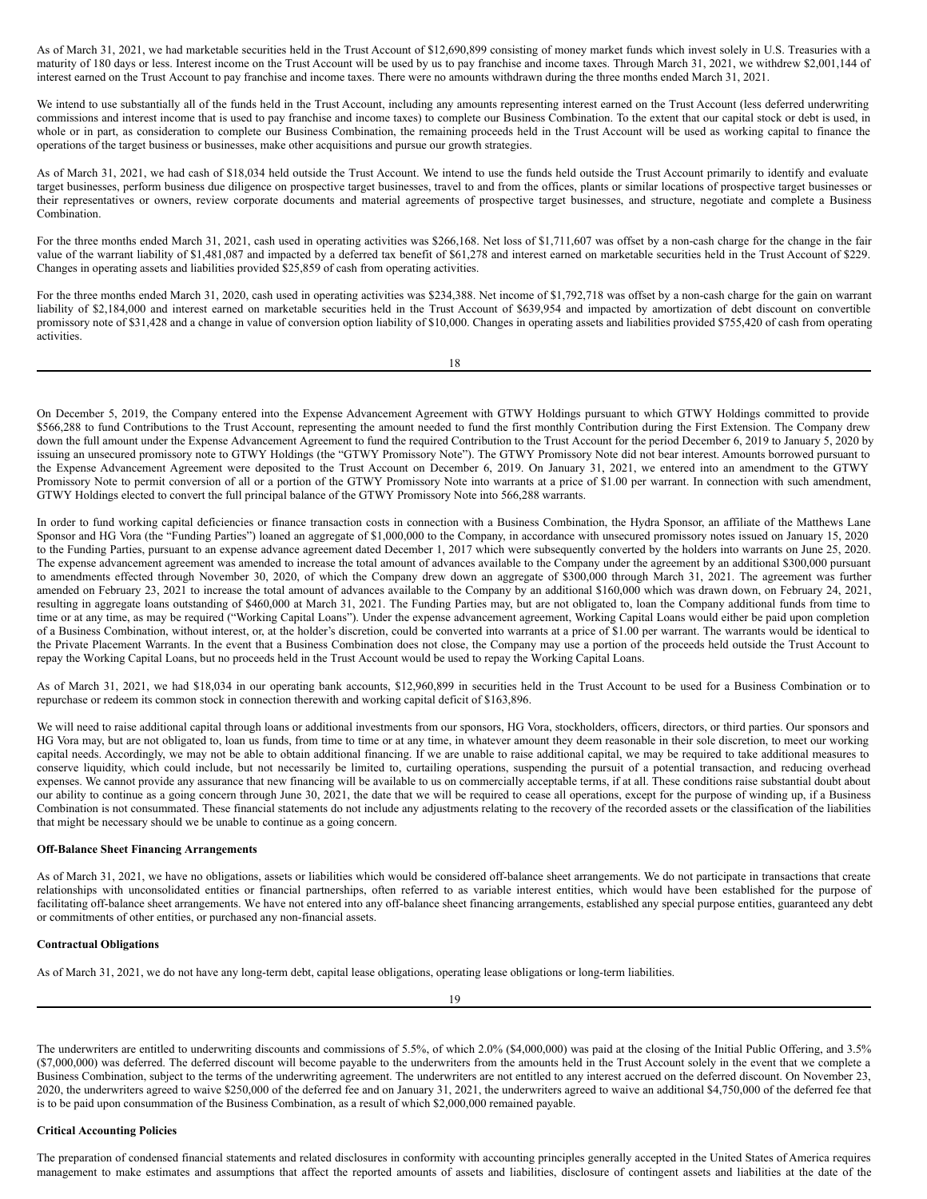As of March 31, 2021, we had marketable securities held in the Trust Account of $12,690,899 consisting of money market funds which invest solely in U.S. Treasuries with a maturity of 180 days or less. Interest income on the Trust Account will be used by us to pay franchise and income taxes. Through March 31, 2021, we withdrew $2,001,144 of interest earned on the Trust Account to pay franchise and income taxes. There were no amounts withdrawn during the three months ended March 31, 2021.

We intend to use substantially all of the funds held in the Trust Account, including any amounts representing interest earned on the Trust Account (less deferred underwriting commissions and interest income that is used to pay franchise and income taxes) to complete our Business Combination. To the extent that our capital stock or debt is used, in whole or in part, as consideration to complete our Business Combination, the remaining proceeds held in the Trust Account will be used as working capital to finance the operations of the target business or businesses, make other acquisitions and pursue our growth strategies.

As of March 31, 2021, we had cash of $18,034 held outside the Trust Account. We intend to use the funds held outside the Trust Account primarily to identify and evaluate target businesses, perform business due diligence on prospective target businesses, travel to and from the offices, plants or similar locations of prospective target businesses or their representatives or owners, review corporate documents and material agreements of prospective target businesses, and structure, negotiate and complete a Business Combination.

For the three months ended March 31, 2021, cash used in operating activities was $266,168. Net loss of $1,711,607 was offset by a non-cash charge for the change in the fair value of the warrant liability of $1,481,087 and impacted by a deferred tax benefit of $61,278 and interest earned on marketable securities held in the Trust Account of $229. Changes in operating assets and liabilities provided $25,859 of cash from operating activities.

For the three months ended March 31, 2020, cash used in operating activities was $234,388. Net income of $1,792,718 was offset by a non-cash charge for the gain on warrant liability of $2,184,000 and interest earned on marketable securities held in the Trust Account of $639,954 and impacted by amortization of debt discount on convertible promissory note of $31,428 and a change in value of conversion option liability of $10,000. Changes in operating assets and liabilities provided $755,420 of cash from operating activities.

On December 5, 2019, the Company entered into the Expense Advancement Agreement with GTWY Holdings pursuant to which GTWY Holdings committed to provide $566,288 to fund Contributions to the Trust Account, representing the amount needed to fund the first monthly Contribution during the First Extension. The Company drew down the full amount under the Expense Advancement Agreement to fund the required Contribution to the Trust Account for the period December 6, 2019 to January 5, 2020 by issuing an unsecured promissory note to GTWY Holdings (the "GTWY Promissory Note"). The GTWY Promissory Note did not bear interest. Amounts borrowed pursuant to the Expense Advancement Agreement were deposited to the Trust Account on December 6, 2019. On January 31, 2021, we entered into an amendment to the GTWY Promissory Note to permit conversion of all or a portion of the GTWY Promissory Note into warrants at a price of $1.00 per warrant. In connection with such amendment, GTWY Holdings elected to convert the full principal balance of the GTWY Promissory Note into 566,288 warrants.

In order to fund working capital deficiencies or finance transaction costs in connection with a Business Combination, the Hydra Sponsor, an affiliate of the Matthews Lane Sponsor and HG Vora (the "Funding Parties") loaned an aggregate of $1,000,000 to the Company, in accordance with unsecured promissory notes issued on January 15, 2020 to the Funding Parties, pursuant to an expense advance agreement dated December 1, 2017 which were subsequently converted by the holders into warrants on June 25, 2020. The expense advancement agreement was amended to increase the total amount of advances available to the Company under the agreement by an additional $300,000 pursuant to amendments effected through November 30, 2020, of which the Company drew down an aggregate of $300,000 through March 31, 2021. The agreement was further amended on February 23, 2021 to increase the total amount of advances available to the Company by an additional $160,000 which was drawn down, on February 24, 2021, resulting in aggregate loans outstanding of $460,000 at March 31, 2021. The Funding Parties may, but are not obligated to, loan the Company additional funds from time to time or at any time, as may be required ("Working Capital Loans"). Under the expense advancement agreement, Working Capital Loans would either be paid upon completion of a Business Combination, without interest, or, at the holder's discretion, could be converted into warrants at a price of $1.00 per warrant. The warrants would be identical to the Private Placement Warrants. In the event that a Business Combination does not close, the Company may use a portion of the proceeds held outside the Trust Account to repay the Working Capital Loans, but no proceeds held in the Trust Account would be used to repay the Working Capital Loans.

As of March 31, 2021, we had $18,034 in our operating bank accounts, $12,960,899 in securities held in the Trust Account to be used for a Business Combination or to repurchase or redeem its common stock in connection therewith and working capital deficit of $163,896.

We will need to raise additional capital through loans or additional investments from our sponsors, HG Vora, stockholders, officers, directors, or third parties. Our sponsors and HG Vora may, but are not obligated to, loan us funds, from time to time or at any time, in whatever amount they deem reasonable in their sole discretion, to meet our working capital needs. Accordingly, we may not be able to obtain additional financing. If we are unable to raise additional capital, we may be required to take additional measures to conserve liquidity, which could include, but not necessarily be limited to, curtailing operations, suspending the pursuit of a potential transaction, and reducing overhead expenses. We cannot provide any assurance that new financing will be available to us on commercially acceptable terms, if at all. These conditions raise substantial doubt about our ability to continue as a going concern through June 30, 2021, the date that we will be required to cease all operations, except for the purpose of winding up, if a Business Combination is not consummated. These financial statements do not include any adjustments relating to the recovery of the recorded assets or the classification of the liabilities that might be necessary should we be unable to continue as a going concern.

**Off-Balance Sheet Financing Arrangements**

As of March 31, 2021, we have no obligations, assets or liabilities which would be considered off-balance sheet arrangements. We do not participate in transactions that create relationships with unconsolidated entities or financial partnerships, often referred to as variable interest entities, which would have been established for the purpose of facilitating off-balance sheet arrangements. We have not entered into any off-balance sheet financing arrangements, established any special purpose entities, guaranteed any debt or commitments of other entities, or purchased any non-financial assets.

**Contractual Obligations**

As of March 31, 2021, we do not have any long-term debt, capital lease obligations, operating lease obligations or long-term liabilities.

The underwriters are entitled to underwriting discounts and commissions of 5.5%, of which 2.0% ($4,000,000) was paid at the closing of the Initial Public Offering, and 3.5% ($7,000,000) was deferred. The deferred discount will become payable to the underwriters from the amounts held in the Trust Account solely in the event that we complete a Business Combination, subject to the terms of the underwriting agreement. The underwriters are not entitled to any interest accrued on the deferred discount. On November 23, 2020, the underwriters agreed to waive $250,000 of the deferred fee and on January 31, 2021, the underwriters agreed to waive an additional $4,750,000 of the deferred fee that is to be paid upon consummation of the Business Combination, as a result of which $2,000,000 remained payable.

**Critical Accounting Policies**

The preparation of condensed financial statements and related disclosures in conformity with accounting principles generally accepted in the United States of America requires management to make estimates and assumptions that affect the reported amounts of assets and liabilities, disclosure of contingent assets and liabilities at the date of the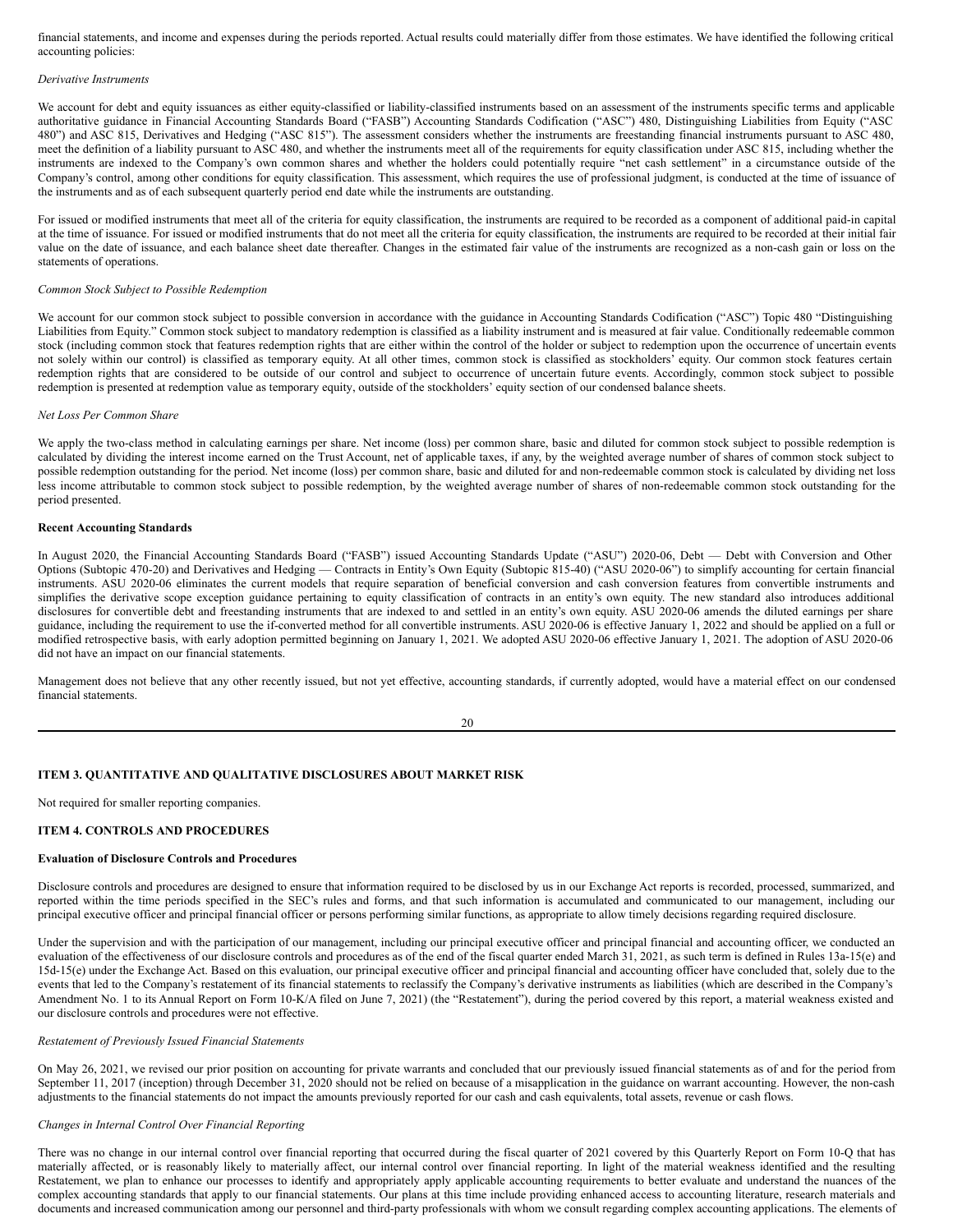financial statements, and income and expenses during the periods reported. Actual results could materially differ from those estimates. We have identified the following critical accounting policies:

*Derivative Instruments*

We account for debt and equity issuances as either equity-classified or liability-classified instruments based on an assessment of the instruments specific terms and applicable authoritative guidance in Financial Accounting Standards Board ("FASB") Accounting Standards Codification ("ASC") 480, Distinguishing Liabilities from Equity ("ASC 480") and ASC 815, Derivatives and Hedging ("ASC 815"). The assessment considers whether the instruments are freestanding financial instruments pursuant to ASC 480, meet the definition of a liability pursuant to ASC 480, and whether the instruments meet all of the requirements for equity classification under ASC 815, including whether the instruments are indexed to the Company's own common shares and whether the holders could potentially require "net cash settlement" in a circumstance outside of the Company's control, among other conditions for equity classification. This assessment, which requires the use of professional judgment, is conducted at the time of issuance of the instruments and as of each subsequent quarterly period end date while the instruments are outstanding.

For issued or modified instruments that meet all of the criteria for equity classification, the instruments are required to be recorded as a component of additional paid-in capital at the time of issuance. For issued or modified instruments that do not meet all the criteria for equity classification, the instruments are required to be recorded at their initial fair value on the date of issuance, and each balance sheet date thereafter. Changes in the estimated fair value of the instruments are recognized as a non-cash gain or loss on the statements of operations.

*Common Stock Subject to Possible Redemption*

We account for our common stock subject to possible conversion in accordance with the guidance in Accounting Standards Codification ("ASC") Topic 480 "Distinguishing Liabilities from Equity." Common stock subject to mandatory redemption is classified as a liability instrument and is measured at fair value. Conditionally redeemable common stock (including common stock that features redemption rights that are either within the control of the holder or subject to redemption upon the occurrence of uncertain events not solely within our control) is classified as temporary equity. At all other times, common stock is classified as stockholders' equity. Our common stock features certain redemption rights that are considered to be outside of our control and subject to occurrence of uncertain future events. Accordingly, common stock subject to possible redemption is presented at redemption value as temporary equity, outside of the stockholders' equity section of our condensed balance sheets.

*Net Loss Per Common Share*

We apply the two-class method in calculating earnings per share. Net income (loss) per common share, basic and diluted for common stock subject to possible redemption is calculated by dividing the interest income earned on the Trust Account, net of applicable taxes, if any, by the weighted average number of shares of common stock subject to possible redemption outstanding for the period. Net income (loss) per common share, basic and diluted for and non-redeemable common stock is calculated by dividing net loss less income attributable to common stock subject to possible redemption, by the weighted average number of shares of non-redeemable common stock outstanding for the period presented.

**Recent Accounting Standards**

In August 2020, the Financial Accounting Standards Board ("FASB") issued Accounting Standards Update ("ASU") 2020-06, Debt — Debt with Conversion and Other Options (Subtopic 470-20) and Derivatives and Hedging — Contracts in Entity's Own Equity (Subtopic 815-40) ("ASU 2020-06") to simplify accounting for certain financial instruments. ASU 2020-06 eliminates the current models that require separation of beneficial conversion and cash conversion features from convertible instruments and simplifies the derivative scope exception guidance pertaining to equity classification of contracts in an entity's own equity. The new standard also introduces additional disclosures for convertible debt and freestanding instruments that are indexed to and settled in an entity's own equity. ASU 2020-06 amends the diluted earnings per share guidance, including the requirement to use the if-converted method for all convertible instruments. ASU 2020-06 is effective January 1, 2022 and should be applied on a full or modified retrospective basis, with early adoption permitted beginning on January 1, 2021. We adopted ASU 2020-06 effective January 1, 2021. The adoption of ASU 2020-06 did not have an impact on our financial statements.

Management does not believe that any other recently issued, but not yet effective, accounting standards, if currently adopted, would have a material effect on our condensed financial statements.

## ITEM 3. QUANTITATIVE AND QUALITATIVE DISCLOSURES ABOUT MARKET RISK

Not required for smaller reporting companies.

## ITEM 4. CONTROLS AND PROCEDURES

**Evaluation of Disclosure Controls and Procedures**

Disclosure controls and procedures are designed to ensure that information required to be disclosed by us in our Exchange Act reports is recorded, processed, summarized, and reported within the time periods specified in the SEC's rules and forms, and that such information is accumulated and communicated to our management, including our principal executive officer and principal financial officer or persons performing similar functions, as appropriate to allow timely decisions regarding required disclosure.

Under the supervision and with the participation of our management, including our principal executive officer and principal financial and accounting officer, we conducted an evaluation of the effectiveness of our disclosure controls and procedures as of the end of the fiscal quarter ended March 31, 2021, as such term is defined in Rules 13a-15(e) and 15d-15(e) under the Exchange Act. Based on this evaluation, our principal executive officer and principal financial and accounting officer have concluded that, solely due to the events that led to the Company's restatement of its financial statements to reclassify the Company's derivative instruments as liabilities (which are described in the Company's Amendment No. 1 to its Annual Report on Form 10-K/A filed on June 7, 2021) (the "Restatement"), during the period covered by this report, a material weakness existed and our disclosure controls and procedures were not effective.

*Restatement of Previously Issued Financial Statements*

On May 26, 2021, we revised our prior position on accounting for private warrants and concluded that our previously issued financial statements as of and for the period from September 11, 2017 (inception) through December 31, 2020 should not be relied on because of a misapplication in the guidance on warrant accounting. However, the non-cash adjustments to the financial statements do not impact the amounts previously reported for our cash and cash equivalents, total assets, revenue or cash flows.

*Changes in Internal Control Over Financial Reporting*

There was no change in our internal control over financial reporting that occurred during the fiscal quarter of 2021 covered by this Quarterly Report on Form 10-Q that has materially affected, or is reasonably likely to materially affect, our internal control over financial reporting. In light of the material weakness identified and the resulting Restatement, we plan to enhance our processes to identify and appropriately apply applicable accounting requirements to better evaluate and understand the nuances of the complex accounting standards that apply to our financial statements. Our plans at this time include providing enhanced access to accounting literature, research materials and documents and increased communication among our personnel and third-party professionals with whom we consult regarding complex accounting applications. The elements of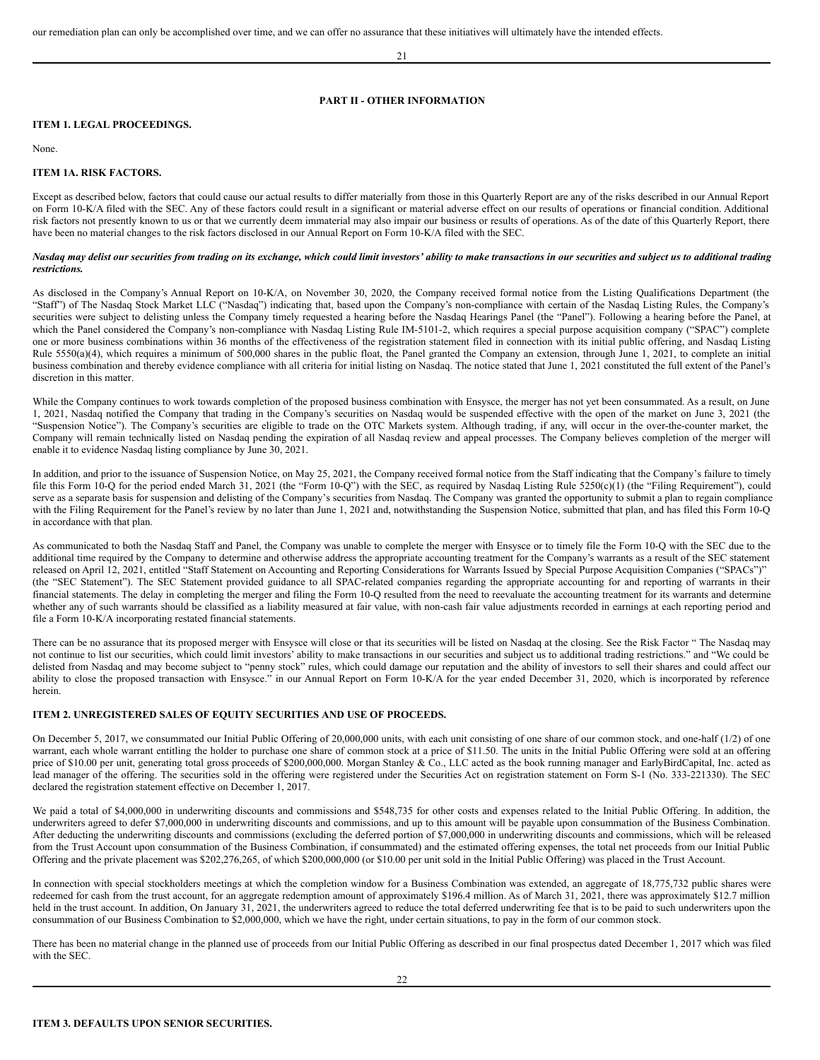our remediation plan can only be accomplished over time, and we can offer no assurance that these initiatives will ultimately have the intended effects.

## PART II - OTHER INFORMATION

### ITEM 1. LEGAL PROCEEDINGS.

None.

### ITEM 1A. RISK FACTORS.

Except as described below, factors that could cause our actual results to differ materially from those in this Quarterly Report are any of the risks described in our Annual Report on Form 10-K/A filed with the SEC. Any of these factors could result in a significant or material adverse effect on our results of operations or financial condition. Additional risk factors not presently known to us or that we currently deem immaterial may also impair our business or results of operations. As of the date of this Quarterly Report, there have been no material changes to the risk factors disclosed in our Annual Report on Form 10-K/A filed with the SEC.

***Nasdaq may delist our securities from trading on its exchange, which could limit investors' ability to make transactions in our securities and subject us to additional trading restrictions.***

As disclosed in the Company's Annual Report on 10-K/A, on November 30, 2020, the Company received formal notice from the Listing Qualifications Department (the "Staff") of The Nasdaq Stock Market LLC ("Nasdaq") indicating that, based upon the Company's non-compliance with certain of the Nasdaq Listing Rules, the Company's securities were subject to delisting unless the Company timely requested a hearing before the Nasdaq Hearings Panel (the "Panel"). Following a hearing before the Panel, at which the Panel considered the Company's non-compliance with Nasdaq Listing Rule IM-5101-2, which requires a special purpose acquisition company ("SPAC") complete one or more business combinations within 36 months of the effectiveness of the registration statement filed in connection with its initial public offering, and Nasdaq Listing Rule 5550(a)(4), which requires a minimum of 500,000 shares in the public float, the Panel granted the Company an extension, through June 1, 2021, to complete an initial business combination and thereby evidence compliance with all criteria for initial listing on Nasdaq. The notice stated that June 1, 2021 constituted the full extent of the Panel's discretion in this matter.

While the Company continues to work towards completion of the proposed business combination with Ensysce, the merger has not yet been consummated. As a result, on June 1, 2021, Nasdaq notified the Company that trading in the Company's securities on Nasdaq would be suspended effective with the open of the market on June 3, 2021 (the "Suspension Notice"). The Company's securities are eligible to trade on the OTC Markets system. Although trading, if any, will occur in the over-the-counter market, the Company will remain technically listed on Nasdaq pending the expiration of all Nasdaq review and appeal processes. The Company believes completion of the merger will enable it to evidence Nasdaq listing compliance by June 30, 2021.

In addition, and prior to the issuance of Suspension Notice, on May 25, 2021, the Company received formal notice from the Staff indicating that the Company's failure to timely file this Form 10-Q for the period ended March 31, 2021 (the "Form 10-Q") with the SEC, as required by Nasdaq Listing Rule 5250(c)(1) (the "Filing Requirement"), could serve as a separate basis for suspension and delisting of the Company's securities from Nasdaq. The Company was granted the opportunity to submit a plan to regain compliance with the Filing Requirement for the Panel's review by no later than June 1, 2021 and, notwithstanding the Suspension Notice, submitted that plan, and has filed this Form 10-Q in accordance with that plan.

As communicated to both the Nasdaq Staff and Panel, the Company was unable to complete the merger with Ensysce or to timely file the Form 10-Q with the SEC due to the additional time required by the Company to determine and otherwise address the appropriate accounting treatment for the Company's warrants as a result of the SEC statement released on April 12, 2021, entitled "Staff Statement on Accounting and Reporting Considerations for Warrants Issued by Special Purpose Acquisition Companies ("SPACs")" (the "SEC Statement"). The SEC Statement provided guidance to all SPAC-related companies regarding the appropriate accounting for and reporting of warrants in their financial statements. The delay in completing the merger and filing the Form 10-Q resulted from the need to reevaluate the accounting treatment for its warrants and determine whether any of such warrants should be classified as a liability measured at fair value, with non-cash fair value adjustments recorded in earnings at each reporting period and file a Form 10-K/A incorporating restated financial statements.

There can be no assurance that its proposed merger with Ensysce will close or that its securities will be listed on Nasdaq at the closing. See the Risk Factor " The Nasdaq may not continue to list our securities, which could limit investors' ability to make transactions in our securities and subject us to additional trading restrictions." and "We could be delisted from Nasdaq and may become subject to "penny stock" rules, which could damage our reputation and the ability of investors to sell their shares and could affect our ability to close the proposed transaction with Ensysce." in our Annual Report on Form 10-K/A for the year ended December 31, 2020, which is incorporated by reference herein.

### ITEM 2. UNREGISTERED SALES OF EQUITY SECURITIES AND USE OF PROCEEDS.

On December 5, 2017, we consummated our Initial Public Offering of 20,000,000 units, with each unit consisting of one share of our common stock, and one-half (1/2) of one warrant, each whole warrant entitling the holder to purchase one share of common stock at a price of $11.50. The units in the Initial Public Offering were sold at an offering price of $10.00 per unit, generating total gross proceeds of $200,000,000. Morgan Stanley & Co., LLC acted as the book running manager and EarlyBirdCapital, Inc. acted as lead manager of the offering. The securities sold in the offering were registered under the Securities Act on registration statement on Form S-1 (No. 333-221330). The SEC declared the registration statement effective on December 1, 2017.

We paid a total of $4,000,000 in underwriting discounts and commissions and $548,735 for other costs and expenses related to the Initial Public Offering. In addition, the underwriters agreed to defer $7,000,000 in underwriting discounts and commissions, and up to this amount will be payable upon consummation of the Business Combination. After deducting the underwriting discounts and commissions (excluding the deferred portion of $7,000,000 in underwriting discounts and commissions, which will be released from the Trust Account upon consummation of the Business Combination, if consummated) and the estimated offering expenses, the total net proceeds from our Initial Public Offering and the private placement was $202,276,265, of which $200,000,000 (or $10.00 per unit sold in the Initial Public Offering) was placed in the Trust Account.

In connection with special stockholders meetings at which the completion window for a Business Combination was extended, an aggregate of 18,775,732 public shares were redeemed for cash from the trust account, for an aggregate redemption amount of approximately $196.4 million. As of March 31, 2021, there was approximately $12.7 million held in the trust account. In addition, On January 31, 2021, the underwriters agreed to reduce the total deferred underwriting fee that is to be paid to such underwriters upon the consummation of our Business Combination to $2,000,000, which we have the right, under certain situations, to pay in the form of our common stock.

There has been no material change in the planned use of proceeds from our Initial Public Offering as described in our final prospectus dated December 1, 2017 which was filed with the SEC.

### ITEM 3. DEFAULTS UPON SENIOR SECURITIES.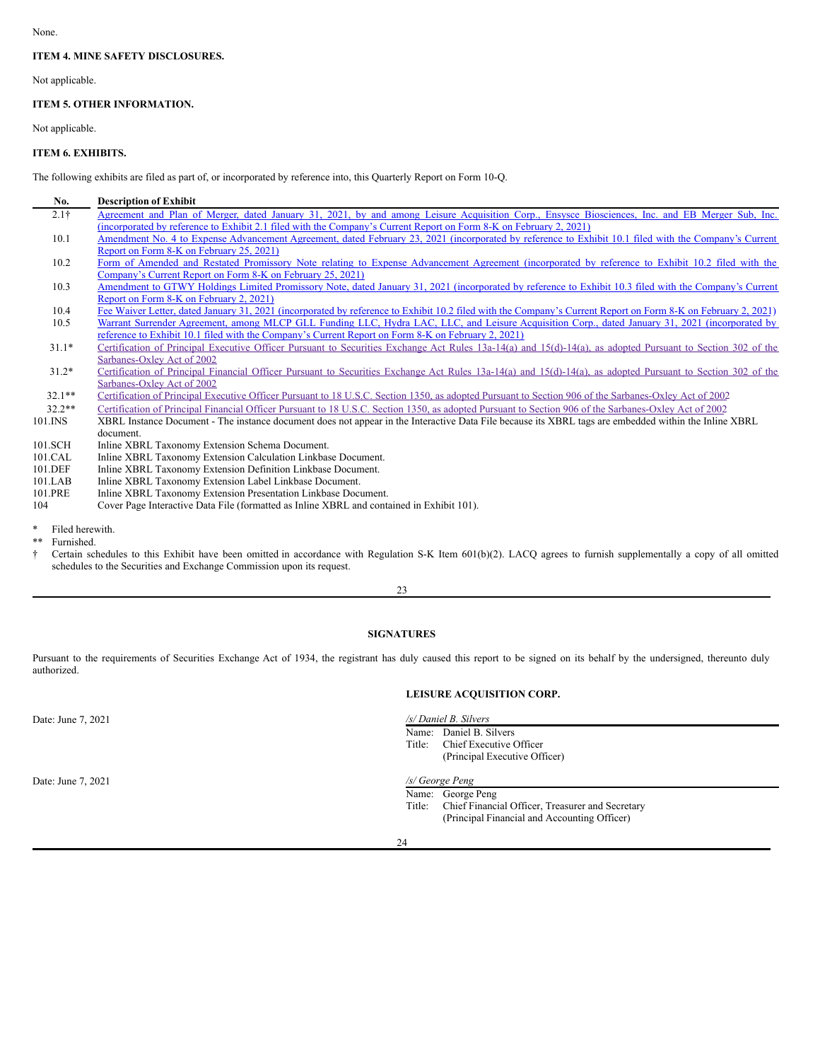None.

**ITEM 4. MINE SAFETY DISCLOSURES.**

Not applicable.

**ITEM 5. OTHER INFORMATION.**

Not applicable.

**ITEM 6. EXHIBITS.**

The following exhibits are filed as part of, or incorporated by reference into, this Quarterly Report on Form 10-Q.

| No. | Description of Exhibit |
|---|---|
| 2.1† | Agreement and Plan of Merger, dated January 31, 2021, by and among Leisure Acquisition Corp., Ensysce Biosciences, Inc. and EB Merger Sub, Inc. (incorporated by reference to Exhibit 2.1 filed with the Company's Current Report on Form 8-K on February 2, 2021) |
| 10.1 | Amendment No. 4 to Expense Advancement Agreement, dated February 23, 2021 (incorporated by reference to Exhibit 10.1 filed with the Company's Current Report on Form 8-K on February 25, 2021) |
| 10.2 | Form of Amended and Restated Promissory Note relating to Expense Advancement Agreement (incorporated by reference to Exhibit 10.2 filed with the Company's Current Report on Form 8-K on February 25, 2021) |
| 10.3 | Amendment to GTWY Holdings Limited Promissory Note, dated January 31, 2021 (incorporated by reference to Exhibit 10.3 filed with the Company's Current Report on Form 8-K on February 2, 2021) |
| 10.4 | Fee Waiver Letter, dated January 31, 2021 (incorporated by reference to Exhibit 10.2 filed with the Company's Current Report on Form 8-K on February 2, 2021) |
| 10.5 | Warrant Surrender Agreement, among MLCP GLL Funding LLC, Hydra LAC, LLC, and Leisure Acquisition Corp., dated January 31, 2021 (incorporated by reference to Exhibit 10.1 filed with the Company's Current Report on Form 8-K on February 2, 2021) |
| 31.1* | Certification of Principal Executive Officer Pursuant to Securities Exchange Act Rules 13a-14(a) and 15(d)-14(a), as adopted Pursuant to Section 302 of the Sarbanes-Oxley Act of 2002 |
| 31.2* | Certification of Principal Financial Officer Pursuant to Securities Exchange Act Rules 13a-14(a) and 15(d)-14(a), as adopted Pursuant to Section 302 of the Sarbanes-Oxley Act of 2002 |
| 32.1** | Certification of Principal Executive Officer Pursuant to 18 U.S.C. Section 1350, as adopted Pursuant to Section 906 of the Sarbanes-Oxley Act of 2002 |
| 32.2** | Certification of Principal Financial Officer Pursuant to 18 U.S.C. Section 1350, as adopted Pursuant to Section 906 of the Sarbanes-Oxley Act of 2002 |
| 101.INS | XBRL Instance Document - The instance document does not appear in the Interactive Data File because its XBRL tags are embedded within the Inline XBRL document. |
| 101.SCH | Inline XBRL Taxonomy Extension Schema Document. |
| 101.CAL | Inline XBRL Taxonomy Extension Calculation Linkbase Document. |
| 101.DEF | Inline XBRL Taxonomy Extension Definition Linkbase Document. |
| 101.LAB | Inline XBRL Taxonomy Extension Label Linkbase Document. |
| 101.PRE | Inline XBRL Taxonomy Extension Presentation Linkbase Document. |
| 104 | Cover Page Interactive Data File (formatted as Inline XBRL and contained in Exhibit 101). |

\* Filed herewith.

\** Furnished.

† Certain schedules to this Exhibit have been omitted in accordance with Regulation S-K Item 601(b)(2). LACQ agrees to furnish supplementally a copy of all omitted schedules to the Securities and Exchange Commission upon its request.

**SIGNATURES**

Pursuant to the requirements of Securities Exchange Act of 1934, the registrant has duly caused this report to be signed on its behalf by the undersigned, thereunto duly authorized.

**LEISURE ACQUISITION CORP.**

Date: June 7, 2021

*/s/ Daniel B. Silvers*
Name: Daniel B. Silvers
Title: Chief Executive Officer
(Principal Executive Officer)

Date: June 7, 2021

*/s/ George Peng*
Name: George Peng
Title: Chief Financial Officer, Treasurer and Secretary
(Principal Financial and Accounting Officer)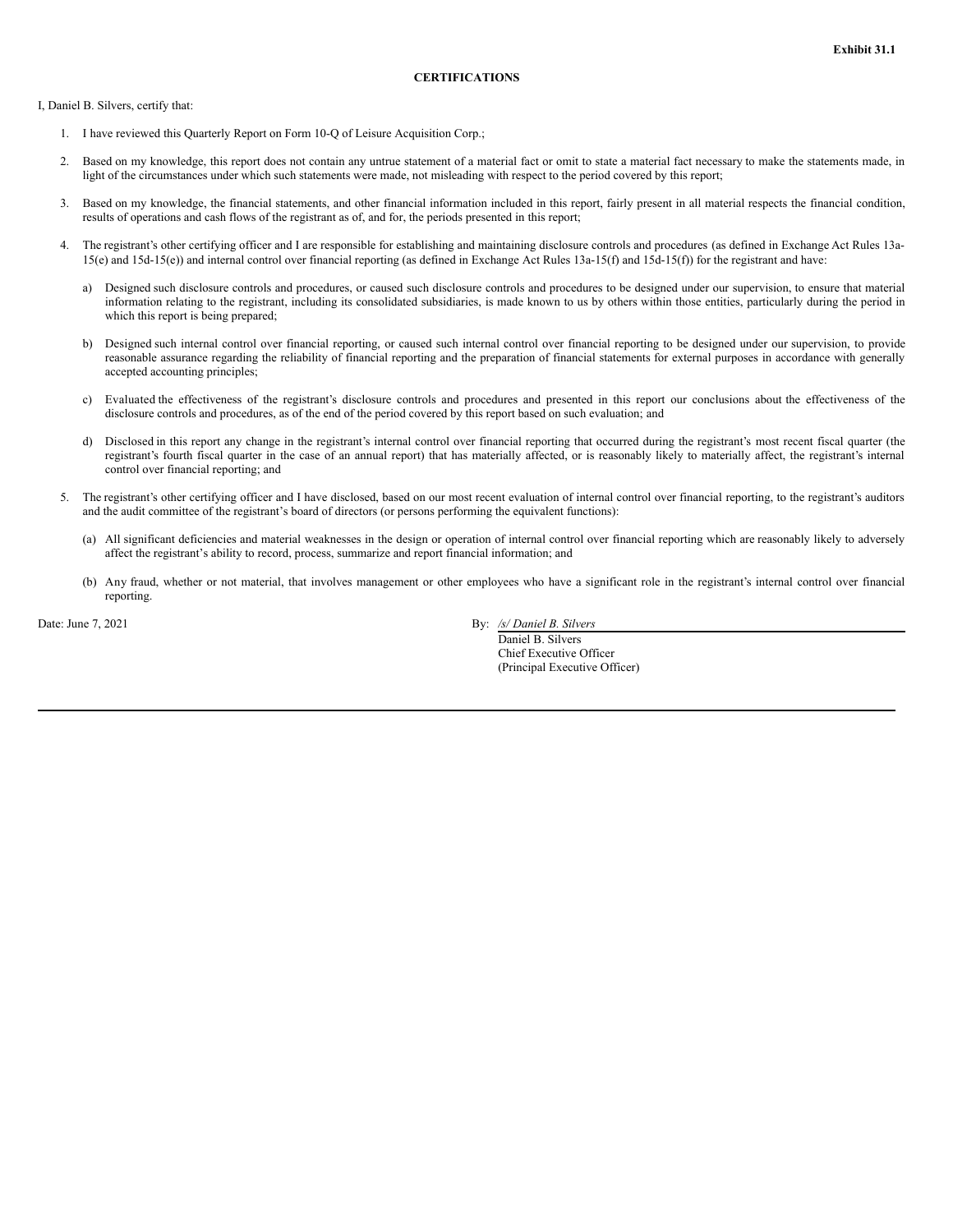**Exhibit 31.1**

**CERTIFICATIONS**

I, Daniel B. Silvers, certify that:

1. I have reviewed this Quarterly Report on Form 10-Q of Leisure Acquisition Corp.;

2. Based on my knowledge, this report does not contain any untrue statement of a material fact or omit to state a material fact necessary to make the statements made, in light of the circumstances under which such statements were made, not misleading with respect to the period covered by this report;

3. Based on my knowledge, the financial statements, and other financial information included in this report, fairly present in all material respects the financial condition, results of operations and cash flows of the registrant as of, and for, the periods presented in this report;

4. The registrant's other certifying officer and I are responsible for establishing and maintaining disclosure controls and procedures (as defined in Exchange Act Rules 13a-15(e) and 15d-15(e)) and internal control over financial reporting (as defined in Exchange Act Rules 13a-15(f) and 15d-15(f)) for the registrant and have:

   a) Designed such disclosure controls and procedures, or caused such disclosure controls and procedures to be designed under our supervision, to ensure that material information relating to the registrant, including its consolidated subsidiaries, is made known to us by others within those entities, particularly during the period in which this report is being prepared;

   b) Designed such internal control over financial reporting, or caused such internal control over financial reporting to be designed under our supervision, to provide reasonable assurance regarding the reliability of financial reporting and the preparation of financial statements for external purposes in accordance with generally accepted accounting principles;

   c) Evaluated the effectiveness of the registrant's disclosure controls and procedures and presented in this report our conclusions about the effectiveness of the disclosure controls and procedures, as of the end of the period covered by this report based on such evaluation; and

   d) Disclosed in this report any change in the registrant's internal control over financial reporting that occurred during the registrant's most recent fiscal quarter (the registrant's fourth fiscal quarter in the case of an annual report) that has materially affected, or is reasonably likely to materially affect, the registrant's internal control over financial reporting; and

5. The registrant's other certifying officer and I have disclosed, based on our most recent evaluation of internal control over financial reporting, to the registrant's auditors and the audit committee of the registrant's board of directors (or persons performing the equivalent functions):

   (a) All significant deficiencies and material weaknesses in the design or operation of internal control over financial reporting which are reasonably likely to adversely affect the registrant's ability to record, process, summarize and report financial information; and

   (b) Any fraud, whether or not material, that involves management or other employees who have a significant role in the registrant's internal control over financial reporting.

Date: June 7, 2021

By: */s/ Daniel B. Silvers*
Daniel B. Silvers
Chief Executive Officer
(Principal Executive Officer)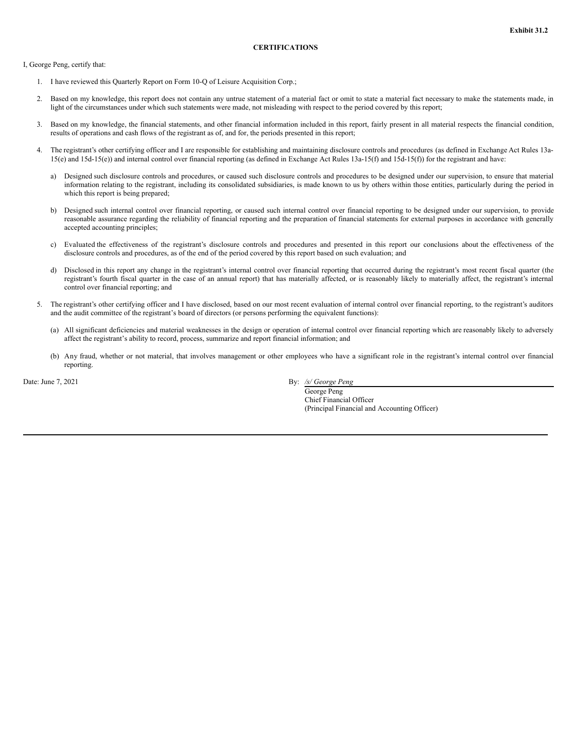**Exhibit 31.2**

**CERTIFICATIONS**

I, George Peng, certify that:

1. I have reviewed this Quarterly Report on Form 10-Q of Leisure Acquisition Corp.;

2. Based on my knowledge, this report does not contain any untrue statement of a material fact or omit to state a material fact necessary to make the statements made, in light of the circumstances under which such statements were made, not misleading with respect to the period covered by this report;

3. Based on my knowledge, the financial statements, and other financial information included in this report, fairly present in all material respects the financial condition, results of operations and cash flows of the registrant as of, and for, the periods presented in this report;

4. The registrant's other certifying officer and I are responsible for establishing and maintaining disclosure controls and procedures (as defined in Exchange Act Rules 13a-15(e) and 15d-15(e)) and internal control over financial reporting (as defined in Exchange Act Rules 13a-15(f) and 15d-15(f)) for the registrant and have:

   a) Designed such disclosure controls and procedures, or caused such disclosure controls and procedures to be designed under our supervision, to ensure that material information relating to the registrant, including its consolidated subsidiaries, is made known to us by others within those entities, particularly during the period in which this report is being prepared;

   b) Designed such internal control over financial reporting, or caused such internal control over financial reporting to be designed under our supervision, to provide reasonable assurance regarding the reliability of financial reporting and the preparation of financial statements for external purposes in accordance with generally accepted accounting principles;

   c) Evaluated the effectiveness of the registrant's disclosure controls and procedures and presented in this report our conclusions about the effectiveness of the disclosure controls and procedures, as of the end of the period covered by this report based on such evaluation; and

   d) Disclosed in this report any change in the registrant's internal control over financial reporting that occurred during the registrant's most recent fiscal quarter (the registrant's fourth fiscal quarter in the case of an annual report) that has materially affected, or is reasonably likely to materially affect, the registrant's internal control over financial reporting; and

5. The registrant's other certifying officer and I have disclosed, based on our most recent evaluation of internal control over financial reporting, to the registrant's auditors and the audit committee of the registrant's board of directors (or persons performing the equivalent functions):

   (a) All significant deficiencies and material weaknesses in the design or operation of internal control over financial reporting which are reasonably likely to adversely affect the registrant's ability to record, process, summarize and report financial information; and

   (b) Any fraud, whether or not material, that involves management or other employees who have a significant role in the registrant's internal control over financial reporting.

Date: June 7, 2021

By: */s/ George Peng*
George Peng
Chief Financial Officer
(Principal Financial and Accounting Officer)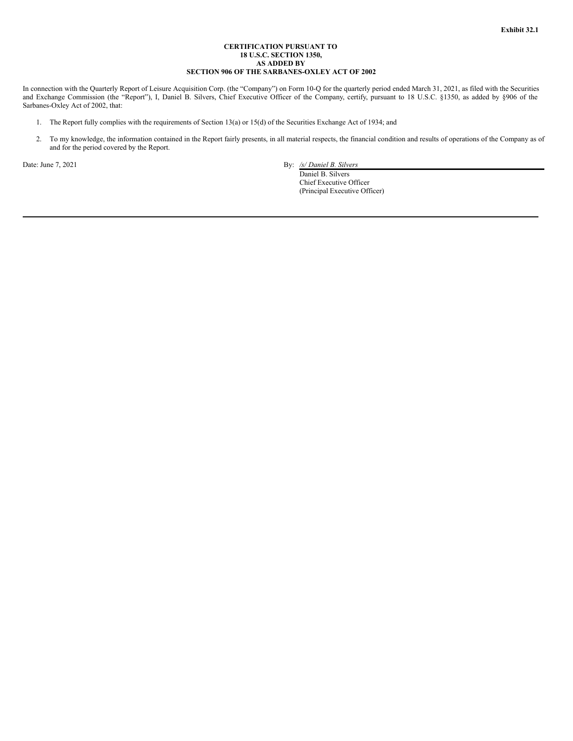**Exhibit 32.1**

**CERTIFICATION PURSUANT TO**
**18 U.S.C. SECTION 1350,**
**AS ADDED BY**
**SECTION 906 OF THE SARBANES-OXLEY ACT OF 2002**

In connection with the Quarterly Report of Leisure Acquisition Corp. (the "Company") on Form 10-Q for the quarterly period ended March 31, 2021, as filed with the Securities and Exchange Commission (the "Report"), I, Daniel B. Silvers, Chief Executive Officer of the Company, certify, pursuant to 18 U.S.C. §1350, as added by §906 of the Sarbanes-Oxley Act of 2002, that:

1. The Report fully complies with the requirements of Section 13(a) or 15(d) of the Securities Exchange Act of 1934; and

2. To my knowledge, the information contained in the Report fairly presents, in all material respects, the financial condition and results of operations of the Company as of and for the period covered by the Report.

Date: June 7, 2021

By: */s/ Daniel B. Silvers*
Daniel B. Silvers
Chief Executive Officer
(Principal Executive Officer)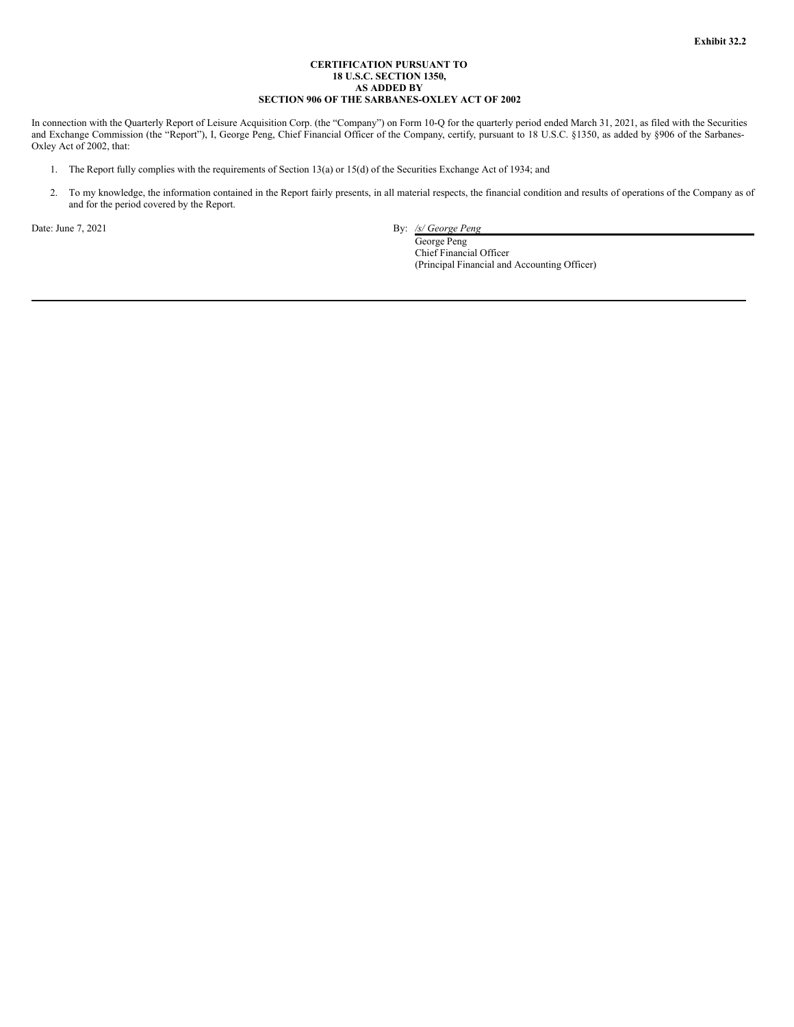**Exhibit 32.2**

**CERTIFICATION PURSUANT TO**
**18 U.S.C. SECTION 1350,**
**AS ADDED BY**
**SECTION 906 OF THE SARBANES-OXLEY ACT OF 2002**

In connection with the Quarterly Report of Leisure Acquisition Corp. (the "Company") on Form 10-Q for the quarterly period ended March 31, 2021, as filed with the Securities and Exchange Commission (the "Report"), I, George Peng, Chief Financial Officer of the Company, certify, pursuant to 18 U.S.C. §1350, as added by §906 of the Sarbanes-Oxley Act of 2002, that:

1. The Report fully complies with the requirements of Section 13(a) or 15(d) of the Securities Exchange Act of 1934; and
2. To my knowledge, the information contained in the Report fairly presents, in all material respects, the financial condition and results of operations of the Company as of and for the period covered by the Report.

Date: June 7, 2021

By: */s/ George Peng*
George Peng
Chief Financial Officer
(Principal Financial and Accounting Officer)